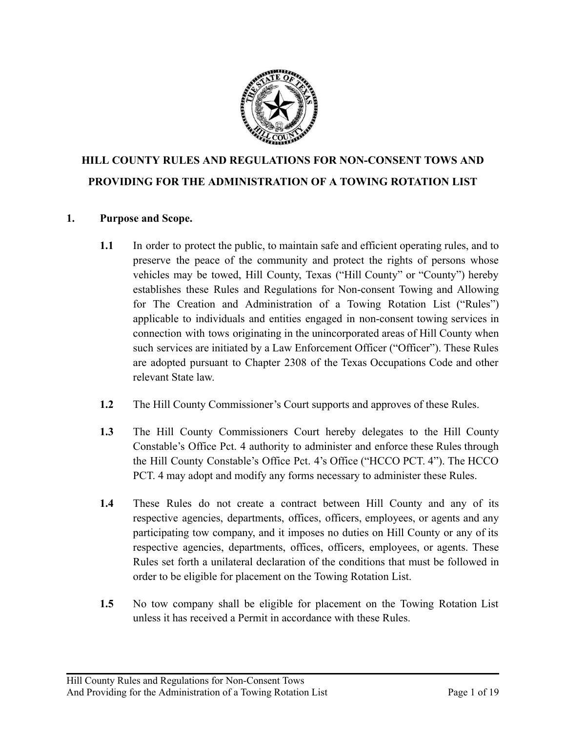# HILL COUNTY RULES AND REGULATIONS FOR NON-CONSENT TOWS AND PROVIDING FOR THE ADMINISTRATION OF A TOWING ROTATION LIST

## 1. Purpose and Scope.

**1.1** In order to protect the public, to maintain safe and efficient operating rules, and to preserve the peace of the community and protect the rights of persons whose vehicles may be towed, Hill County, Texas ("Hill County" or "County") hereby establishes these Rules and Regulations for Non-consent Towing and Allowing for The Creation and Administration of a Towing Rotation List ("Rules") applicable to individuals and entities engaged in non-consent towing services in connection with tows originating in the unincorporated areas of Hill County when such services are initiated by a Law Enforcement Officer ("Officer"). These Rules are adopted pursuant to Chapter 2308 of the Texas Occupations Code and other relevant State law.

**1.2** The Hill County Commissioner's Court supports and approves of these Rules.

**1.3** The Hill County Commissioners Court hereby delegates to the Hill County Constable's Office Pct. 4 authority to administer and enforce these Rules through the Hill County Constable's Office Pct. 4's Office ("HCCO PCT. 4"). The HCCO PCT. 4 may adopt and modify any forms necessary to administer these Rules.

**1.4** These Rules do not create a contract between Hill County and any of its respective agencies, departments, offices, officers, employees, or agents and any participating tow company, and it imposes no duties on Hill County or any of its respective agencies, departments, offices, officers, employees, or agents. These Rules set forth a unilateral declaration of the conditions that must be followed in order to be eligible for placement on the Towing Rotation List.

**1.5** No tow company shall be eligible for placement on the Towing Rotation List unless it has received a Permit in accordance with these Rules.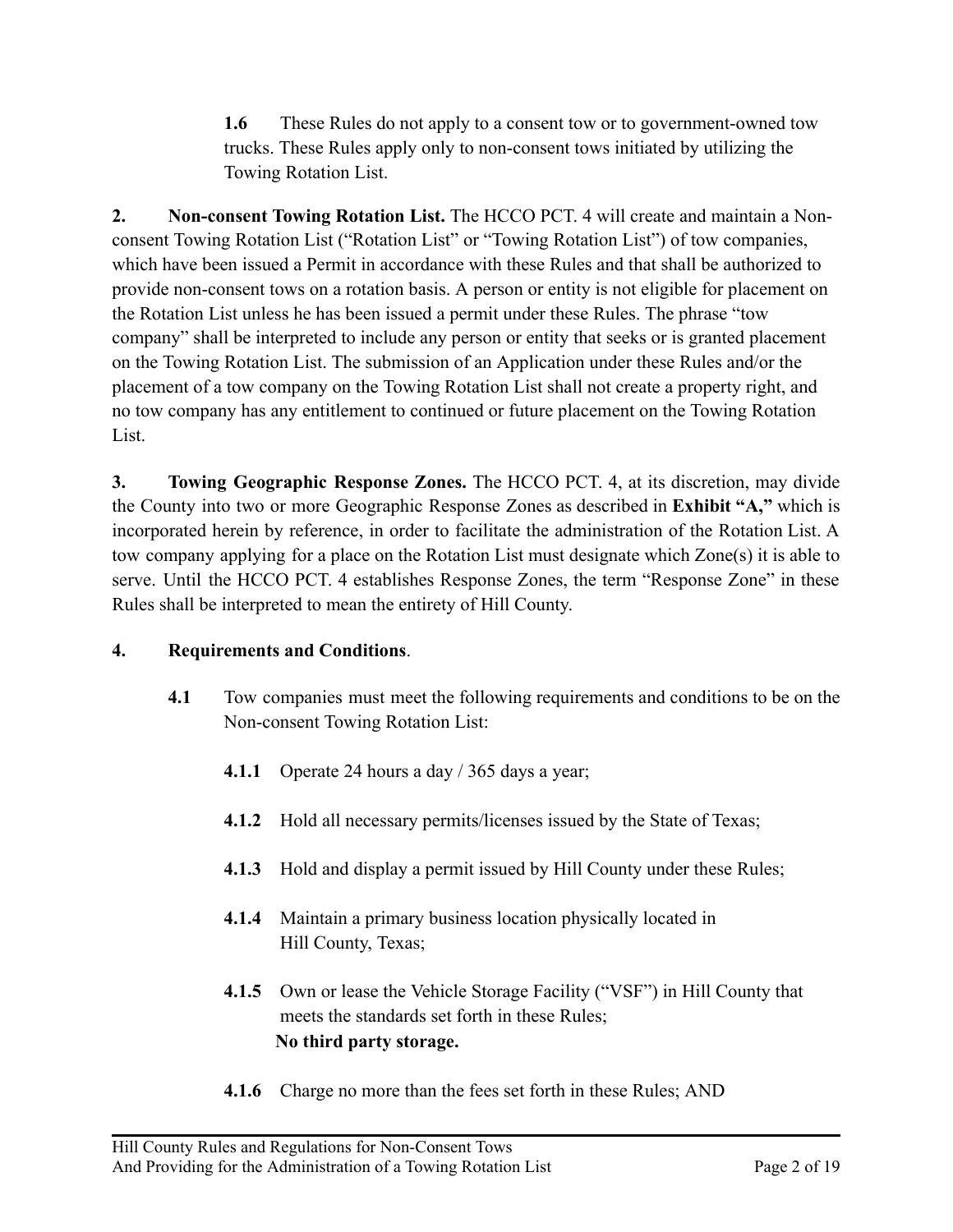**1.6** These Rules do not apply to a consent tow or to government-owned tow trucks. These Rules apply only to non-consent tows initiated by utilizing the Towing Rotation List.

**2. Non-consent Towing Rotation List.** The HCCO PCT. 4 will create and maintain a Non-consent Towing Rotation List ("Rotation List" or "Towing Rotation List") of tow companies, which have been issued a Permit in accordance with these Rules and that shall be authorized to provide non-consent tows on a rotation basis. A person or entity is not eligible for placement on the Rotation List unless he has been issued a permit under these Rules. The phrase "tow company" shall be interpreted to include any person or entity that seeks or is granted placement on the Towing Rotation List. The submission of an Application under these Rules and/or the placement of a tow company on the Towing Rotation List shall not create a property right, and no tow company has any entitlement to continued or future placement on the Towing Rotation List.

**3. Towing Geographic Response Zones.** The HCCO PCT. 4, at its discretion, may divide the County into two or more Geographic Response Zones as described in **Exhibit "A,"** which is incorporated herein by reference, in order to facilitate the administration of the Rotation List. A tow company applying for a place on the Rotation List must designate which Zone(s) it is able to serve. Until the HCCO PCT. 4 establishes Response Zones, the term "Response Zone" in these Rules shall be interpreted to mean the entirety of Hill County.

**4. Requirements and Conditions**.

**4.1** Tow companies must meet the following requirements and conditions to be on the Non-consent Towing Rotation List:

**4.1.1** Operate 24 hours a day / 365 days a year;

**4.1.2** Hold all necessary permits/licenses issued by the State of Texas;

**4.1.3** Hold and display a permit issued by Hill County under these Rules;

**4.1.4** Maintain a primary business location physically located in Hill County, Texas;

**4.1.5** Own or lease the Vehicle Storage Facility ("VSF") in Hill County that meets the standards set forth in these Rules;
**No third party storage.**

**4.1.6** Charge no more than the fees set forth in these Rules; AND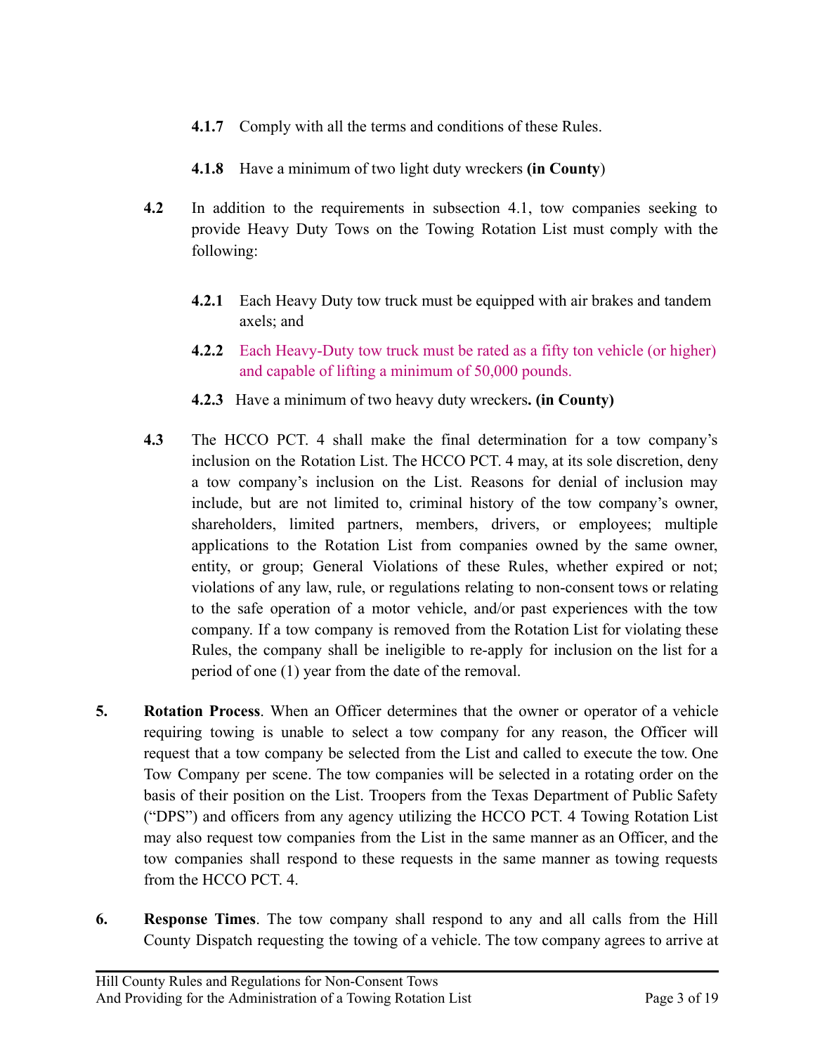**4.1.7** Comply with all the terms and conditions of these Rules.

**4.1.8** Have a minimum of two light duty wreckers **(in County**)

**4.2** In addition to the requirements in subsection 4.1, tow companies seeking to provide Heavy Duty Tows on the Towing Rotation List must comply with the following:

**4.2.1** Each Heavy Duty tow truck must be equipped with air brakes and tandem axels; and

**4.2.2** Each Heavy-Duty tow truck must be rated as a fifty ton vehicle (or higher) and capable of lifting a minimum of 50,000 pounds.

**4.2.3** Have a minimum of two heavy duty wreckers**. (in County)**

**4.3** The HCCO PCT. 4 shall make the final determination for a tow company's inclusion on the Rotation List. The HCCO PCT. 4 may, at its sole discretion, deny a tow company's inclusion on the List. Reasons for denial of inclusion may include, but are not limited to, criminal history of the tow company's owner, shareholders, limited partners, members, drivers, or employees; multiple applications to the Rotation List from companies owned by the same owner, entity, or group; General Violations of these Rules, whether expired or not; violations of any law, rule, or regulations relating to non-consent tows or relating to the safe operation of a motor vehicle, and/or past experiences with the tow company. If a tow company is removed from the Rotation List for violating these Rules, the company shall be ineligible to re-apply for inclusion on the list for a period of one (1) year from the date of the removal.

**5.** **Rotation Process**. When an Officer determines that the owner or operator of a vehicle requiring towing is unable to select a tow company for any reason, the Officer will request that a tow company be selected from the List and called to execute the tow. One Tow Company per scene. The tow companies will be selected in a rotating order on the basis of their position on the List. Troopers from the Texas Department of Public Safety ("DPS") and officers from any agency utilizing the HCCO PCT. 4 Towing Rotation List may also request tow companies from the List in the same manner as an Officer, and the tow companies shall respond to these requests in the same manner as towing requests from the HCCO PCT. 4.

**6.** **Response Times**. The tow company shall respond to any and all calls from the Hill County Dispatch requesting the towing of a vehicle. The tow company agrees to arrive at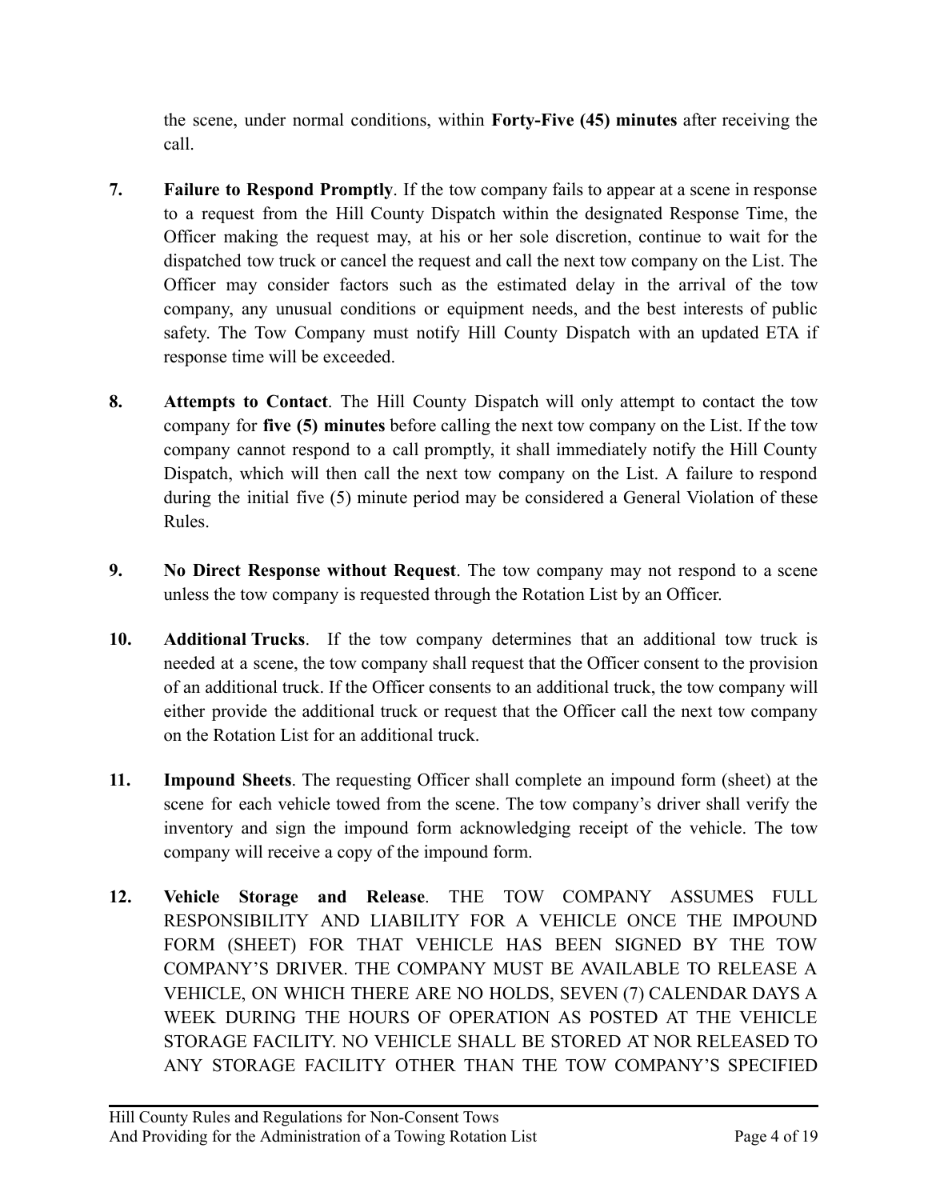the scene, under normal conditions, within **Forty-Five (45) minutes** after receiving the call.

**7.** **Failure to Respond Promptly**. If the tow company fails to appear at a scene in response to a request from the Hill County Dispatch within the designated Response Time, the Officer making the request may, at his or her sole discretion, continue to wait for the dispatched tow truck or cancel the request and call the next tow company on the List. The Officer may consider factors such as the estimated delay in the arrival of the tow company, any unusual conditions or equipment needs, and the best interests of public safety. The Tow Company must notify Hill County Dispatch with an updated ETA if response time will be exceeded.

**8.** **Attempts to Contact**. The Hill County Dispatch will only attempt to contact the tow company for **five (5) minutes** before calling the next tow company on the List. If the tow company cannot respond to a call promptly, it shall immediately notify the Hill County Dispatch, which will then call the next tow company on the List. A failure to respond during the initial five (5) minute period may be considered a General Violation of these Rules.

**9.** **No Direct Response without Request**. The tow company may not respond to a scene unless the tow company is requested through the Rotation List by an Officer.

**10.** **Additional Trucks**. If the tow company determines that an additional tow truck is needed at a scene, the tow company shall request that the Officer consent to the provision of an additional truck. If the Officer consents to an additional truck, the tow company will either provide the additional truck or request that the Officer call the next tow company on the Rotation List for an additional truck.

**11.** **Impound Sheets**. The requesting Officer shall complete an impound form (sheet) at the scene for each vehicle towed from the scene. The tow company's driver shall verify the inventory and sign the impound form acknowledging receipt of the vehicle. The tow company will receive a copy of the impound form.

**12.** **Vehicle Storage and Release**. THE TOW COMPANY ASSUMES FULL RESPONSIBILITY AND LIABILITY FOR A VEHICLE ONCE THE IMPOUND FORM (SHEET) FOR THAT VEHICLE HAS BEEN SIGNED BY THE TOW COMPANY'S DRIVER. THE COMPANY MUST BE AVAILABLE TO RELEASE A VEHICLE, ON WHICH THERE ARE NO HOLDS, SEVEN (7) CALENDAR DAYS A WEEK DURING THE HOURS OF OPERATION AS POSTED AT THE VEHICLE STORAGE FACILITY. NO VEHICLE SHALL BE STORED AT NOR RELEASED TO ANY STORAGE FACILITY OTHER THAN THE TOW COMPANY'S SPECIFIED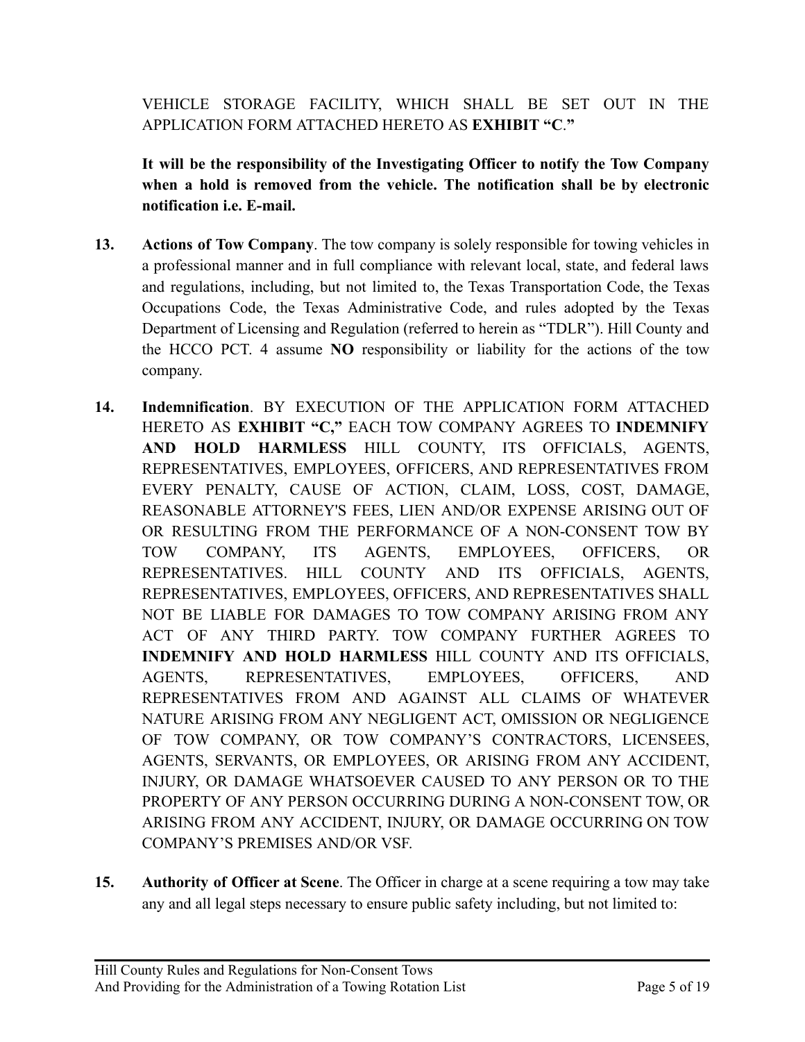VEHICLE STORAGE FACILITY, WHICH SHALL BE SET OUT IN THE APPLICATION FORM ATTACHED HERETO AS **EXHIBIT "C."**

**It will be the responsibility of the Investigating Officer to notify the Tow Company when a hold is removed from the vehicle. The notification shall be by electronic notification i.e. E-mail.**

**13.** **Actions of Tow Company**. The tow company is solely responsible for towing vehicles in a professional manner and in full compliance with relevant local, state, and federal laws and regulations, including, but not limited to, the Texas Transportation Code, the Texas Occupations Code, the Texas Administrative Code, and rules adopted by the Texas Department of Licensing and Regulation (referred to herein as "TDLR"). Hill County and the HCCO PCT. 4 assume **NO** responsibility or liability for the actions of the tow company.

**14.** **Indemnification**. BY EXECUTION OF THE APPLICATION FORM ATTACHED HERETO AS **EXHIBIT "C,"** EACH TOW COMPANY AGREES TO **INDEMNIFY AND HOLD HARMLESS** HILL COUNTY, ITS OFFICIALS, AGENTS, REPRESENTATIVES, EMPLOYEES, OFFICERS, AND REPRESENTATIVES FROM EVERY PENALTY, CAUSE OF ACTION, CLAIM, LOSS, COST, DAMAGE, REASONABLE ATTORNEY'S FEES, LIEN AND/OR EXPENSE ARISING OUT OF OR RESULTING FROM THE PERFORMANCE OF A NON-CONSENT TOW BY TOW COMPANY, ITS AGENTS, EMPLOYEES, OFFICERS, OR REPRESENTATIVES. HILL COUNTY AND ITS OFFICIALS, AGENTS, REPRESENTATIVES, EMPLOYEES, OFFICERS, AND REPRESENTATIVES SHALL NOT BE LIABLE FOR DAMAGES TO TOW COMPANY ARISING FROM ANY ACT OF ANY THIRD PARTY. TOW COMPANY FURTHER AGREES TO **INDEMNIFY AND HOLD HARMLESS** HILL COUNTY AND ITS OFFICIALS, AGENTS, REPRESENTATIVES, EMPLOYEES, OFFICERS, AND REPRESENTATIVES FROM AND AGAINST ALL CLAIMS OF WHATEVER NATURE ARISING FROM ANY NEGLIGENT ACT, OMISSION OR NEGLIGENCE OF TOW COMPANY, OR TOW COMPANY'S CONTRACTORS, LICENSEES, AGENTS, SERVANTS, OR EMPLOYEES, OR ARISING FROM ANY ACCIDENT, INJURY, OR DAMAGE WHATSOEVER CAUSED TO ANY PERSON OR TO THE PROPERTY OF ANY PERSON OCCURRING DURING A NON-CONSENT TOW, OR ARISING FROM ANY ACCIDENT, INJURY, OR DAMAGE OCCURRING ON TOW COMPANY'S PREMISES AND/OR VSF.

**15.** **Authority of Officer at Scene**. The Officer in charge at a scene requiring a tow may take any and all legal steps necessary to ensure public safety including, but not limited to: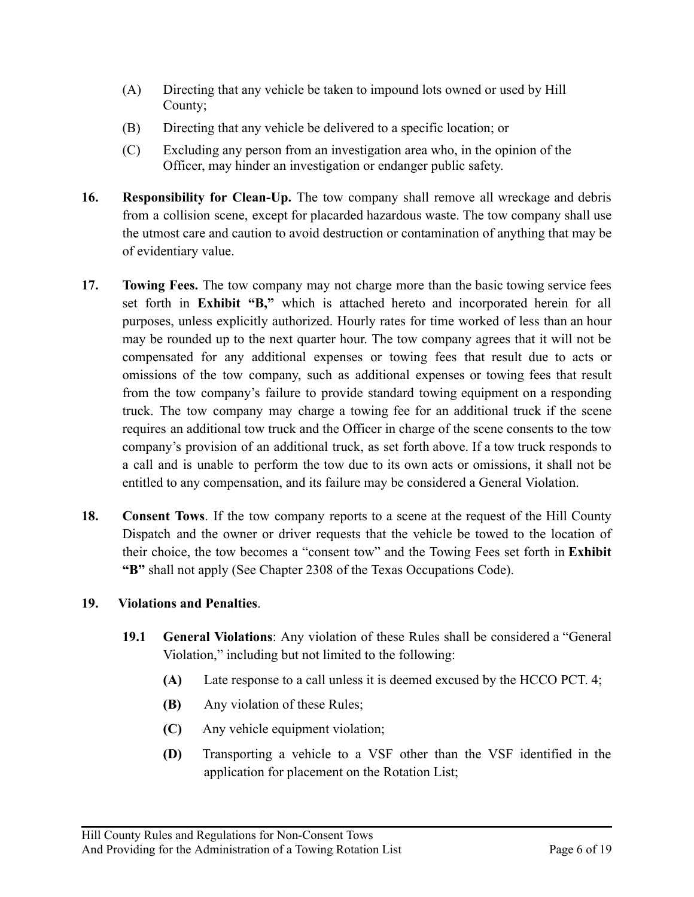(A) Directing that any vehicle be taken to impound lots owned or used by Hill County;

(B) Directing that any vehicle be delivered to a specific location; or

(C) Excluding any person from an investigation area who, in the opinion of the Officer, may hinder an investigation or endanger public safety.

**16. Responsibility for Clean-Up.** The tow company shall remove all wreckage and debris from a collision scene, except for placarded hazardous waste. The tow company shall use the utmost care and caution to avoid destruction or contamination of anything that may be of evidentiary value.

**17. Towing Fees.** The tow company may not charge more than the basic towing service fees set forth in **Exhibit "B,"** which is attached hereto and incorporated herein for all purposes, unless explicitly authorized. Hourly rates for time worked of less than an hour may be rounded up to the next quarter hour. The tow company agrees that it will not be compensated for any additional expenses or towing fees that result due to acts or omissions of the tow company, such as additional expenses or towing fees that result from the tow company's failure to provide standard towing equipment on a responding truck. The tow company may charge a towing fee for an additional truck if the scene requires an additional tow truck and the Officer in charge of the scene consents to the tow company's provision of an additional truck, as set forth above. If a tow truck responds to a call and is unable to perform the tow due to its own acts or omissions, it shall not be entitled to any compensation, and its failure may be considered a General Violation.

**18. Consent Tows**. If the tow company reports to a scene at the request of the Hill County Dispatch and the owner or driver requests that the vehicle be towed to the location of their choice, the tow becomes a "consent tow" and the Towing Fees set forth in **Exhibit "B"** shall not apply (See Chapter 2308 of the Texas Occupations Code).

**19. Violations and Penalties**.

**19.1 General Violations**: Any violation of these Rules shall be considered a "General Violation," including but not limited to the following:

**(A)** Late response to a call unless it is deemed excused by the HCCO PCT. 4;

**(B)** Any violation of these Rules;

**(C)** Any vehicle equipment violation;

**(D)** Transporting a vehicle to a VSF other than the VSF identified in the application for placement on the Rotation List;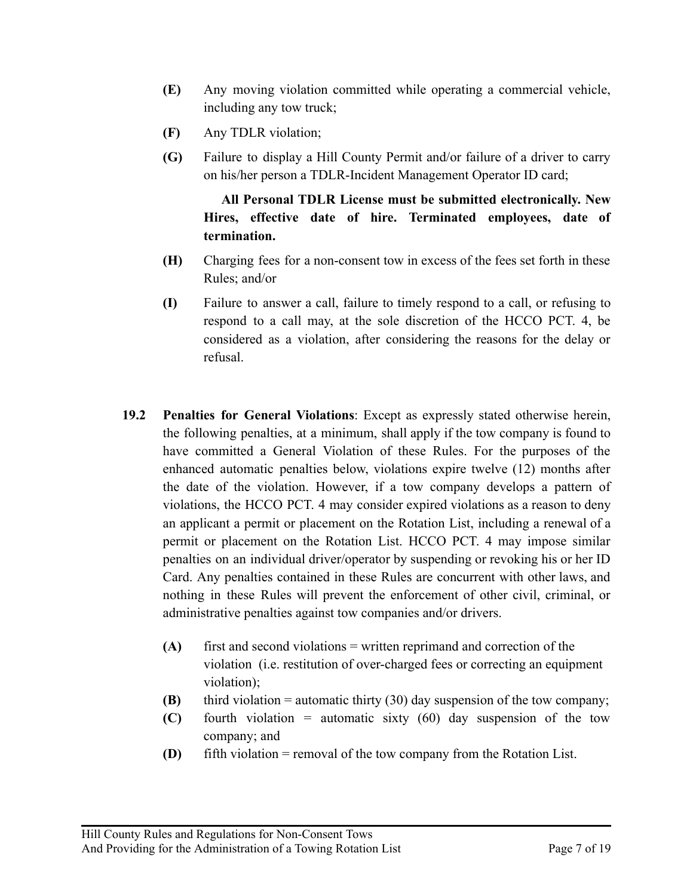**(E)** Any moving violation committed while operating a commercial vehicle, including any tow truck;

**(F)** Any TDLR violation;

**(G)** Failure to display a Hill County Permit and/or failure of a driver to carry on his/her person a TDLR-Incident Management Operator ID card;

**All Personal TDLR License must be submitted electronically. New Hires, effective date of hire. Terminated employees, date of termination.**

**(H)** Charging fees for a non-consent tow in excess of the fees set forth in these Rules; and/or

**(I)** Failure to answer a call, failure to timely respond to a call, or refusing to respond to a call may, at the sole discretion of the HCCO PCT. 4, be considered as a violation, after considering the reasons for the delay or refusal.

**19.2 Penalties for General Violations**: Except as expressly stated otherwise herein, the following penalties, at a minimum, shall apply if the tow company is found to have committed a General Violation of these Rules. For the purposes of the enhanced automatic penalties below, violations expire twelve (12) months after the date of the violation. However, if a tow company develops a pattern of violations, the HCCO PCT. 4 may consider expired violations as a reason to deny an applicant a permit or placement on the Rotation List, including a renewal of a permit or placement on the Rotation List. HCCO PCT. 4 may impose similar penalties on an individual driver/operator by suspending or revoking his or her ID Card. Any penalties contained in these Rules are concurrent with other laws, and nothing in these Rules will prevent the enforcement of other civil, criminal, or administrative penalties against tow companies and/or drivers.

**(A)** first and second violations = written reprimand and correction of the violation (i.e. restitution of over-charged fees or correcting an equipment violation);

**(B)** third violation = automatic thirty (30) day suspension of the tow company;

**(C)** fourth violation = automatic sixty (60) day suspension of the tow company; and

**(D)** fifth violation = removal of the tow company from the Rotation List.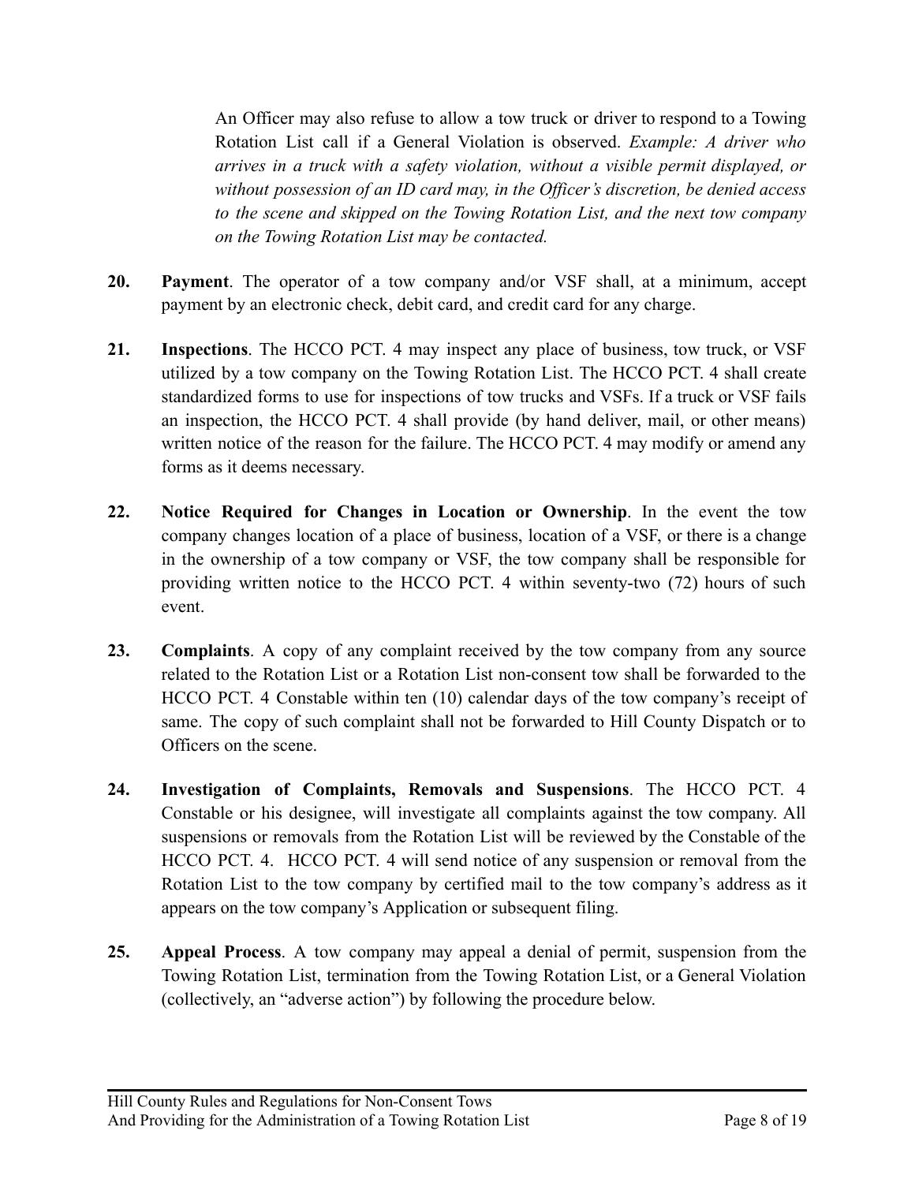An Officer may also refuse to allow a tow truck or driver to respond to a Towing Rotation List call if a General Violation is observed. *Example: A driver who arrives in a truck with a safety violation, without a visible permit displayed, or without possession of an ID card may, in the Officer's discretion, be denied access to the scene and skipped on the Towing Rotation List, and the next tow company on the Towing Rotation List may be contacted.*

**20. Payment**. The operator of a tow company and/or VSF shall, at a minimum, accept payment by an electronic check, debit card, and credit card for any charge.

**21. Inspections**. The HCCO PCT. 4 may inspect any place of business, tow truck, or VSF utilized by a tow company on the Towing Rotation List. The HCCO PCT. 4 shall create standardized forms to use for inspections of tow trucks and VSFs. If a truck or VSF fails an inspection, the HCCO PCT. 4 shall provide (by hand deliver, mail, or other means) written notice of the reason for the failure. The HCCO PCT. 4 may modify or amend any forms as it deems necessary.

**22. Notice Required for Changes in Location or Ownership**. In the event the tow company changes location of a place of business, location of a VSF, or there is a change in the ownership of a tow company or VSF, the tow company shall be responsible for providing written notice to the HCCO PCT. 4 within seventy-two (72) hours of such event.

**23. Complaints**. A copy of any complaint received by the tow company from any source related to the Rotation List or a Rotation List non-consent tow shall be forwarded to the HCCO PCT. 4 Constable within ten (10) calendar days of the tow company's receipt of same. The copy of such complaint shall not be forwarded to Hill County Dispatch or to Officers on the scene.

**24. Investigation of Complaints, Removals and Suspensions**. The HCCO PCT. 4 Constable or his designee, will investigate all complaints against the tow company. All suspensions or removals from the Rotation List will be reviewed by the Constable of the HCCO PCT. 4. HCCO PCT. 4 will send notice of any suspension or removal from the Rotation List to the tow company by certified mail to the tow company's address as it appears on the tow company's Application or subsequent filing.

**25. Appeal Process**. A tow company may appeal a denial of permit, suspension from the Towing Rotation List, termination from the Towing Rotation List, or a General Violation (collectively, an "adverse action") by following the procedure below.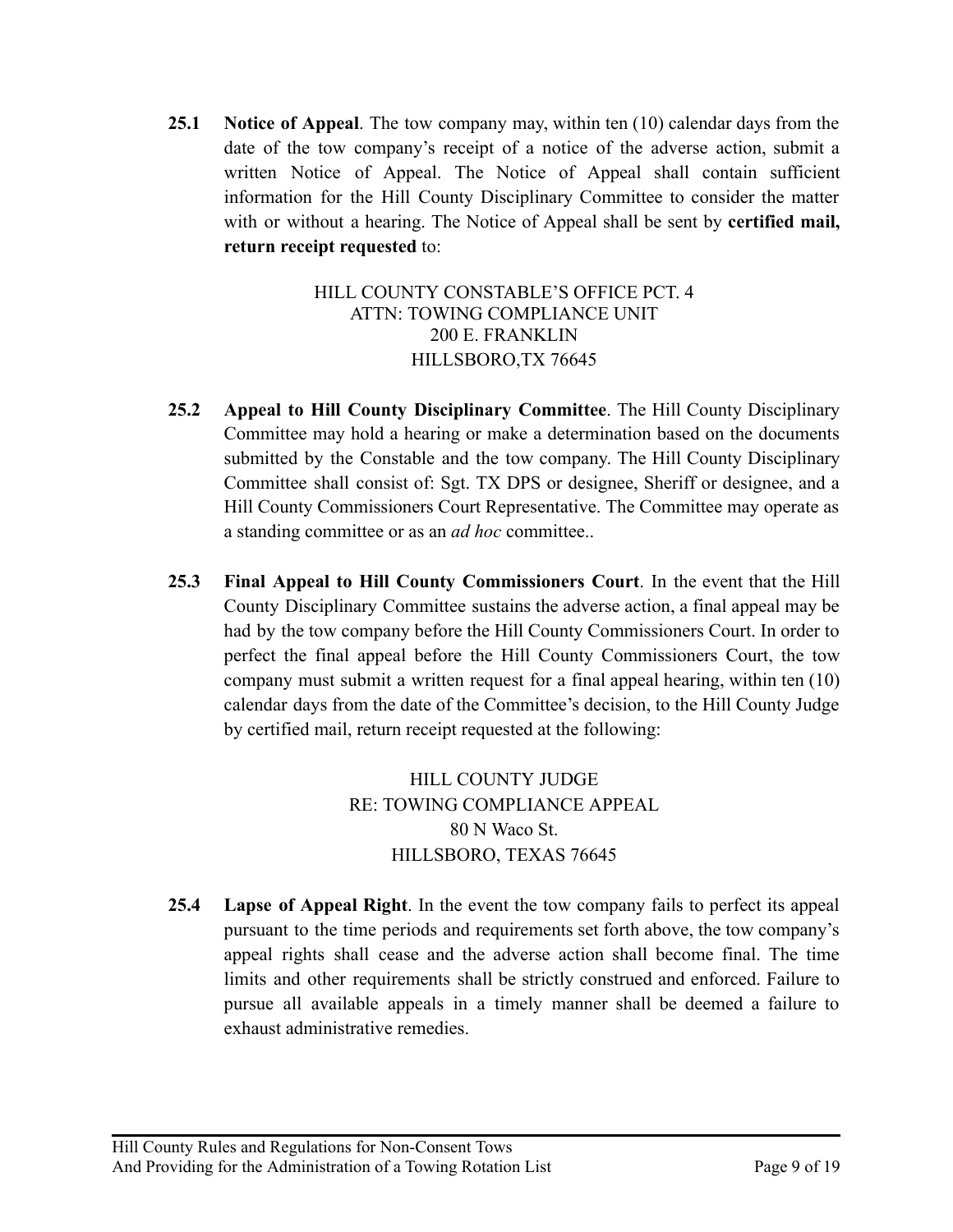**25.1 Notice of Appeal**. The tow company may, within ten (10) calendar days from the date of the tow company's receipt of a notice of the adverse action, submit a written Notice of Appeal. The Notice of Appeal shall contain sufficient information for the Hill County Disciplinary Committee to consider the matter with or without a hearing. The Notice of Appeal shall be sent by **certified mail, return receipt requested** to:

HILL COUNTY CONSTABLE'S OFFICE PCT. 4
ATTN: TOWING COMPLIANCE UNIT
200 E. FRANKLIN
HILLSBORO,TX 76645

**25.2 Appeal to Hill County Disciplinary Committee**. The Hill County Disciplinary Committee may hold a hearing or make a determination based on the documents submitted by the Constable and the tow company. The Hill County Disciplinary Committee shall consist of: Sgt. TX DPS or designee, Sheriff or designee, and a Hill County Commissioners Court Representative. The Committee may operate as a standing committee or as an *ad hoc* committee..

**25.3 Final Appeal to Hill County Commissioners Court**. In the event that the Hill County Disciplinary Committee sustains the adverse action, a final appeal may be had by the tow company before the Hill County Commissioners Court. In order to perfect the final appeal before the Hill County Commissioners Court, the tow company must submit a written request for a final appeal hearing, within ten (10) calendar days from the date of the Committee's decision, to the Hill County Judge by certified mail, return receipt requested at the following:

HILL COUNTY JUDGE
RE: TOWING COMPLIANCE APPEAL
80 N Waco St.
HILLSBORO, TEXAS 76645

**25.4 Lapse of Appeal Right**. In the event the tow company fails to perfect its appeal pursuant to the time periods and requirements set forth above, the tow company's appeal rights shall cease and the adverse action shall become final. The time limits and other requirements shall be strictly construed and enforced. Failure to pursue all available appeals in a timely manner shall be deemed a failure to exhaust administrative remedies.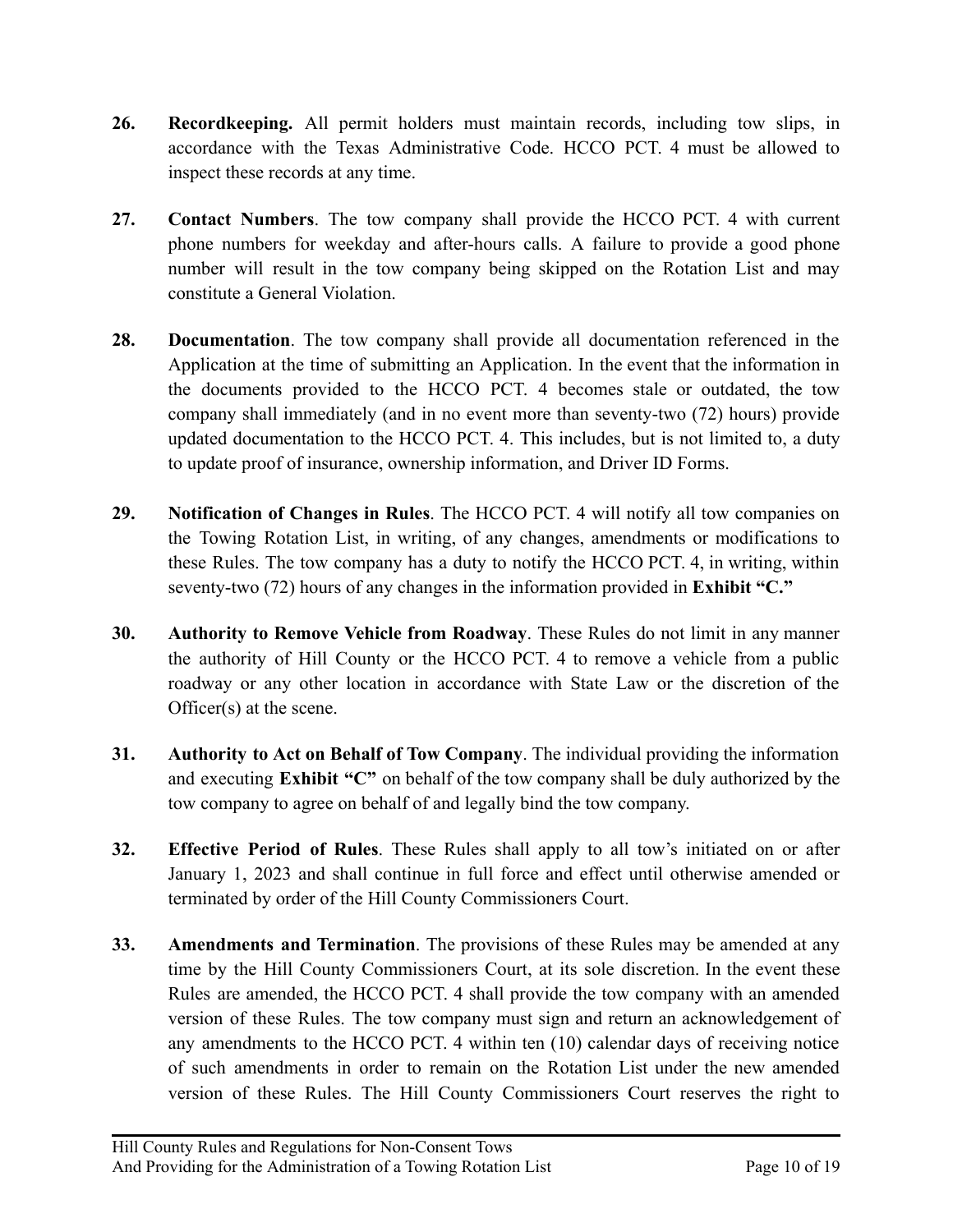**26. Recordkeeping.** All permit holders must maintain records, including tow slips, in accordance with the Texas Administrative Code. HCCO PCT. 4 must be allowed to inspect these records at any time.

**27. Contact Numbers**. The tow company shall provide the HCCO PCT. 4 with current phone numbers for weekday and after-hours calls. A failure to provide a good phone number will result in the tow company being skipped on the Rotation List and may constitute a General Violation.

**28. Documentation**. The tow company shall provide all documentation referenced in the Application at the time of submitting an Application. In the event that the information in the documents provided to the HCCO PCT. 4 becomes stale or outdated, the tow company shall immediately (and in no event more than seventy-two (72) hours) provide updated documentation to the HCCO PCT. 4. This includes, but is not limited to, a duty to update proof of insurance, ownership information, and Driver ID Forms.

**29. Notification of Changes in Rules**. The HCCO PCT. 4 will notify all tow companies on the Towing Rotation List, in writing, of any changes, amendments or modifications to these Rules. The tow company has a duty to notify the HCCO PCT. 4, in writing, within seventy-two (72) hours of any changes in the information provided in **Exhibit "C."**

**30. Authority to Remove Vehicle from Roadway**. These Rules do not limit in any manner the authority of Hill County or the HCCO PCT. 4 to remove a vehicle from a public roadway or any other location in accordance with State Law or the discretion of the Officer(s) at the scene.

**31. Authority to Act on Behalf of Tow Company**. The individual providing the information and executing **Exhibit "C"** on behalf of the tow company shall be duly authorized by the tow company to agree on behalf of and legally bind the tow company.

**32. Effective Period of Rules**. These Rules shall apply to all tow's initiated on or after January 1, 2023 and shall continue in full force and effect until otherwise amended or terminated by order of the Hill County Commissioners Court.

**33. Amendments and Termination**. The provisions of these Rules may be amended at any time by the Hill County Commissioners Court, at its sole discretion. In the event these Rules are amended, the HCCO PCT. 4 shall provide the tow company with an amended version of these Rules. The tow company must sign and return an acknowledgement of any amendments to the HCCO PCT. 4 within ten (10) calendar days of receiving notice of such amendments in order to remain on the Rotation List under the new amended version of these Rules. The Hill County Commissioners Court reserves the right to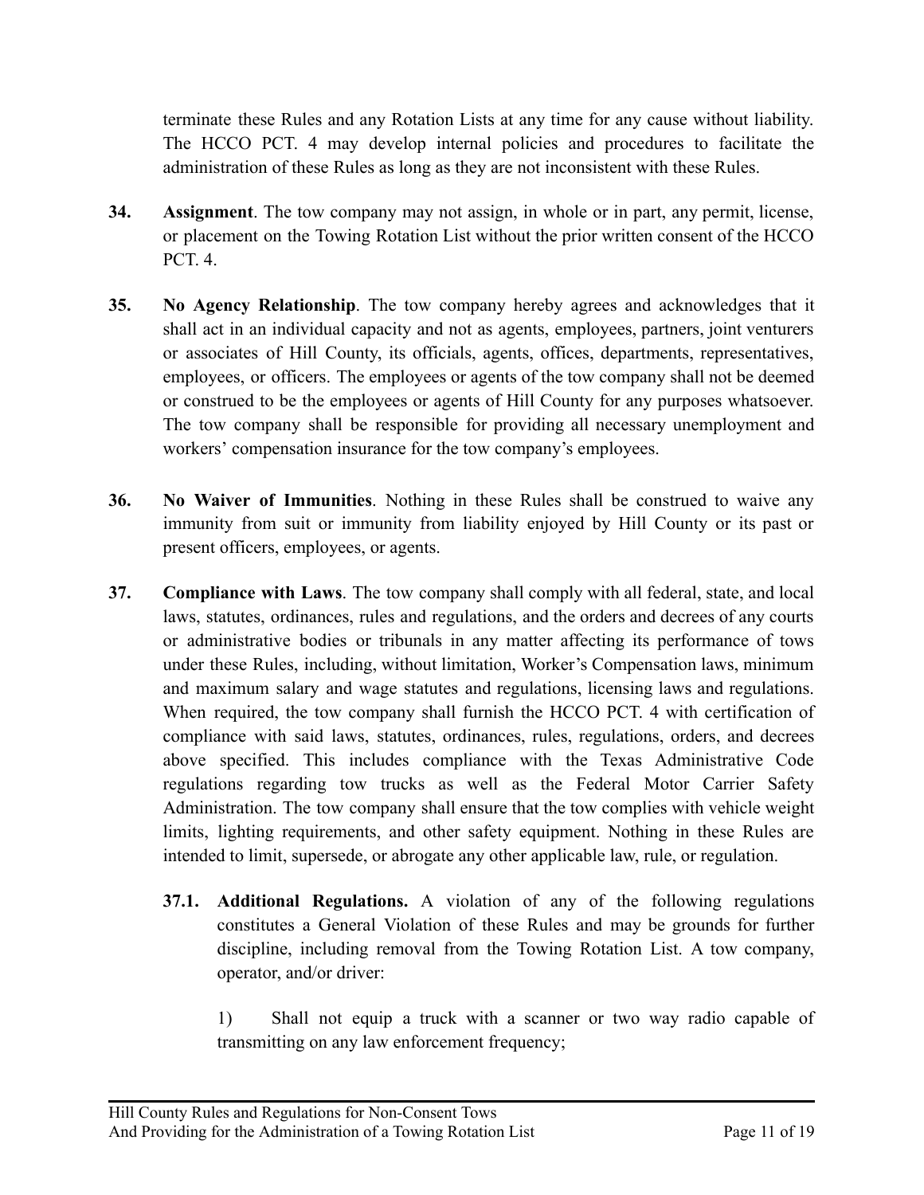terminate these Rules and any Rotation Lists at any time for any cause without liability. The HCCO PCT. 4 may develop internal policies and procedures to facilitate the administration of these Rules as long as they are not inconsistent with these Rules.

**34. Assignment**. The tow company may not assign, in whole or in part, any permit, license, or placement on the Towing Rotation List without the prior written consent of the HCCO PCT. 4.

**35. No Agency Relationship**. The tow company hereby agrees and acknowledges that it shall act in an individual capacity and not as agents, employees, partners, joint venturers or associates of Hill County, its officials, agents, offices, departments, representatives, employees, or officers. The employees or agents of the tow company shall not be deemed or construed to be the employees or agents of Hill County for any purposes whatsoever. The tow company shall be responsible for providing all necessary unemployment and workers' compensation insurance for the tow company's employees.

**36. No Waiver of Immunities**. Nothing in these Rules shall be construed to waive any immunity from suit or immunity from liability enjoyed by Hill County or its past or present officers, employees, or agents.

**37. Compliance with Laws**. The tow company shall comply with all federal, state, and local laws, statutes, ordinances, rules and regulations, and the orders and decrees of any courts or administrative bodies or tribunals in any matter affecting its performance of tows under these Rules, including, without limitation, Worker's Compensation laws, minimum and maximum salary and wage statutes and regulations, licensing laws and regulations. When required, the tow company shall furnish the HCCO PCT. 4 with certification of compliance with said laws, statutes, ordinances, rules, regulations, orders, and decrees above specified. This includes compliance with the Texas Administrative Code regulations regarding tow trucks as well as the Federal Motor Carrier Safety Administration. The tow company shall ensure that the tow complies with vehicle weight limits, lighting requirements, and other safety equipment. Nothing in these Rules are intended to limit, supersede, or abrogate any other applicable law, rule, or regulation.

**37.1. Additional Regulations.** A violation of any of the following regulations constitutes a General Violation of these Rules and may be grounds for further discipline, including removal from the Towing Rotation List. A tow company, operator, and/or driver:

1) Shall not equip a truck with a scanner or two way radio capable of transmitting on any law enforcement frequency;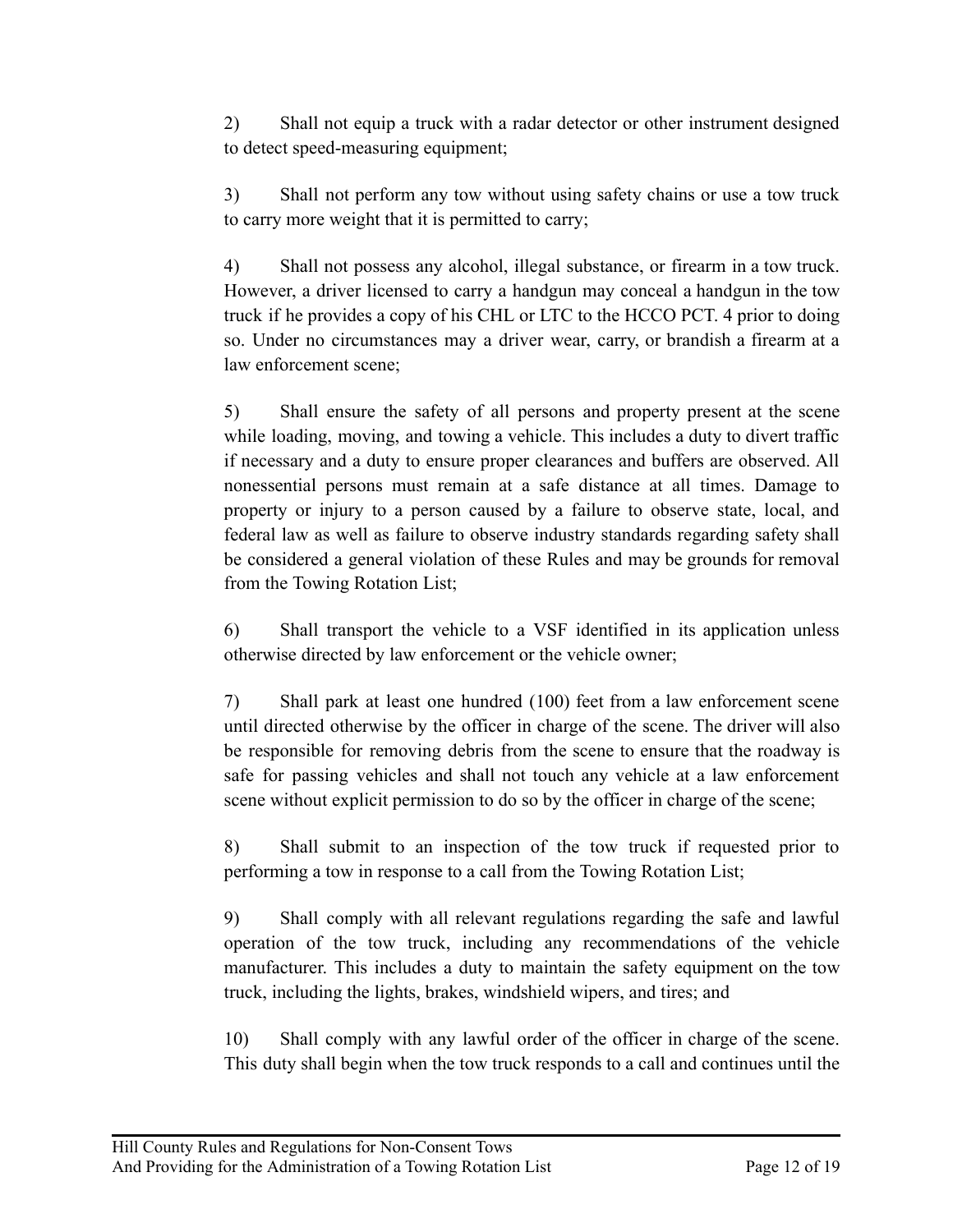2) Shall not equip a truck with a radar detector or other instrument designed to detect speed-measuring equipment;

3) Shall not perform any tow without using safety chains or use a tow truck to carry more weight that it is permitted to carry;

4) Shall not possess any alcohol, illegal substance, or firearm in a tow truck. However, a driver licensed to carry a handgun may conceal a handgun in the tow truck if he provides a copy of his CHL or LTC to the HCCO PCT. 4 prior to doing so. Under no circumstances may a driver wear, carry, or brandish a firearm at a law enforcement scene;

5) Shall ensure the safety of all persons and property present at the scene while loading, moving, and towing a vehicle. This includes a duty to divert traffic if necessary and a duty to ensure proper clearances and buffers are observed. All nonessential persons must remain at a safe distance at all times. Damage to property or injury to a person caused by a failure to observe state, local, and federal law as well as failure to observe industry standards regarding safety shall be considered a general violation of these Rules and may be grounds for removal from the Towing Rotation List;

6) Shall transport the vehicle to a VSF identified in its application unless otherwise directed by law enforcement or the vehicle owner;

7) Shall park at least one hundred (100) feet from a law enforcement scene until directed otherwise by the officer in charge of the scene. The driver will also be responsible for removing debris from the scene to ensure that the roadway is safe for passing vehicles and shall not touch any vehicle at a law enforcement scene without explicit permission to do so by the officer in charge of the scene;

8) Shall submit to an inspection of the tow truck if requested prior to performing a tow in response to a call from the Towing Rotation List;

9) Shall comply with all relevant regulations regarding the safe and lawful operation of the tow truck, including any recommendations of the vehicle manufacturer. This includes a duty to maintain the safety equipment on the tow truck, including the lights, brakes, windshield wipers, and tires; and

10) Shall comply with any lawful order of the officer in charge of the scene. This duty shall begin when the tow truck responds to a call and continues until the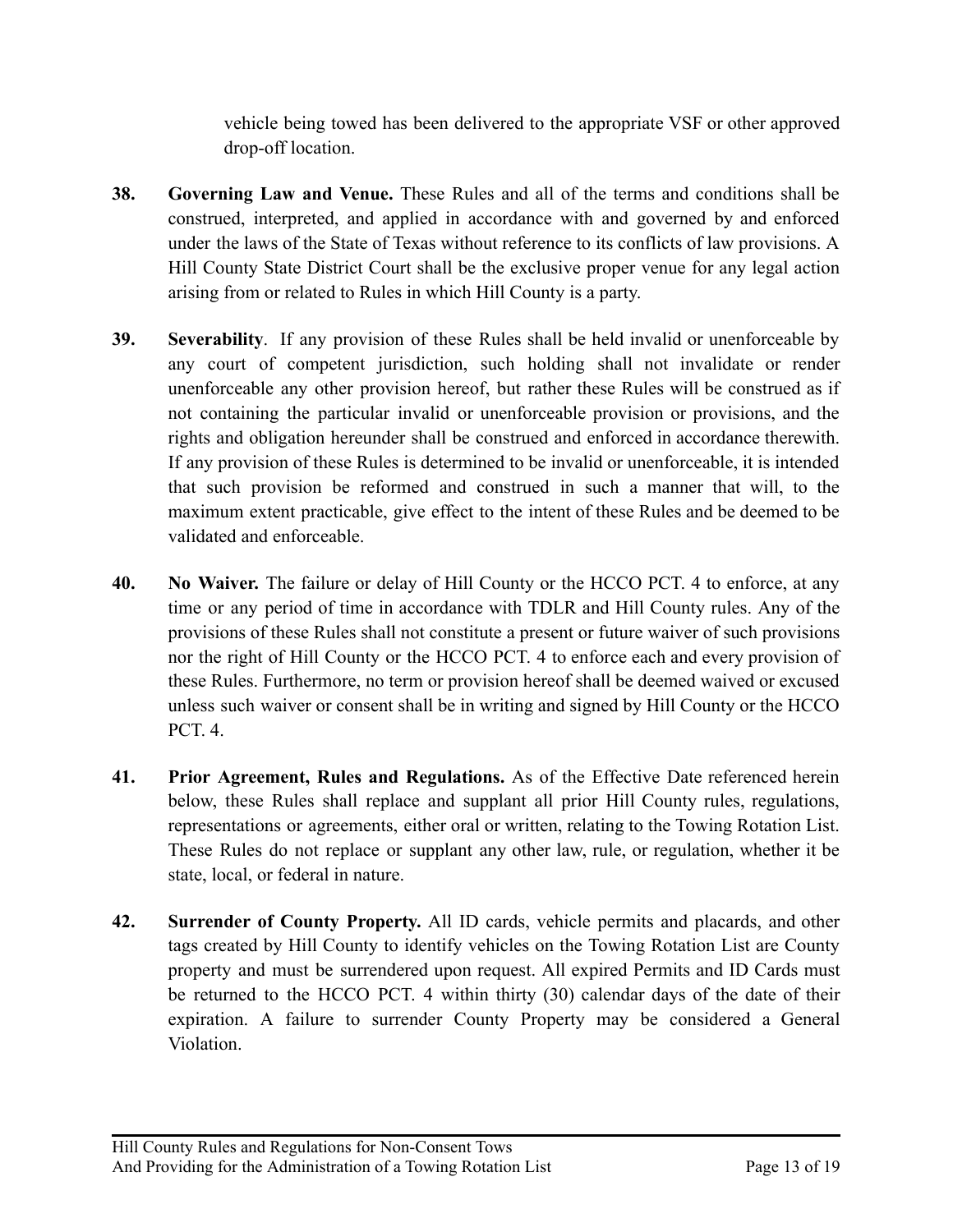vehicle being towed has been delivered to the appropriate VSF or other approved drop-off location.

**38. Governing Law and Venue.** These Rules and all of the terms and conditions shall be construed, interpreted, and applied in accordance with and governed by and enforced under the laws of the State of Texas without reference to its conflicts of law provisions. A Hill County State District Court shall be the exclusive proper venue for any legal action arising from or related to Rules in which Hill County is a party.

**39. Severability**. If any provision of these Rules shall be held invalid or unenforceable by any court of competent jurisdiction, such holding shall not invalidate or render unenforceable any other provision hereof, but rather these Rules will be construed as if not containing the particular invalid or unenforceable provision or provisions, and the rights and obligation hereunder shall be construed and enforced in accordance therewith. If any provision of these Rules is determined to be invalid or unenforceable, it is intended that such provision be reformed and construed in such a manner that will, to the maximum extent practicable, give effect to the intent of these Rules and be deemed to be validated and enforceable.

**40. No Waiver.** The failure or delay of Hill County or the HCCO PCT. 4 to enforce, at any time or any period of time in accordance with TDLR and Hill County rules. Any of the provisions of these Rules shall not constitute a present or future waiver of such provisions nor the right of Hill County or the HCCO PCT. 4 to enforce each and every provision of these Rules. Furthermore, no term or provision hereof shall be deemed waived or excused unless such waiver or consent shall be in writing and signed by Hill County or the HCCO PCT. 4.

**41. Prior Agreement, Rules and Regulations.** As of the Effective Date referenced herein below, these Rules shall replace and supplant all prior Hill County rules, regulations, representations or agreements, either oral or written, relating to the Towing Rotation List. These Rules do not replace or supplant any other law, rule, or regulation, whether it be state, local, or federal in nature.

**42. Surrender of County Property.** All ID cards, vehicle permits and placards, and other tags created by Hill County to identify vehicles on the Towing Rotation List are County property and must be surrendered upon request. All expired Permits and ID Cards must be returned to the HCCO PCT. 4 within thirty (30) calendar days of the date of their expiration. A failure to surrender County Property may be considered a General Violation.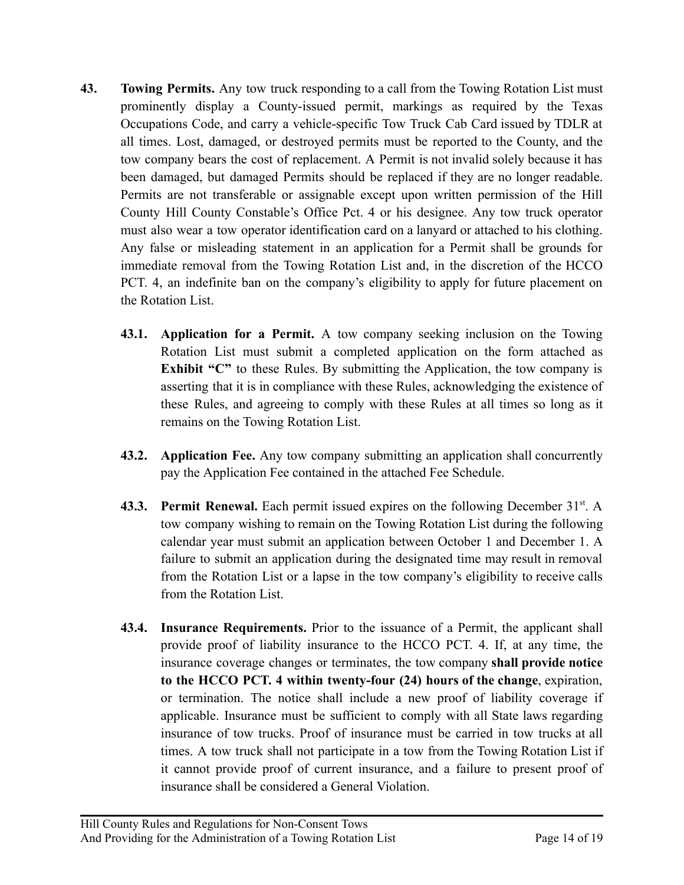**43. Towing Permits.** Any tow truck responding to a call from the Towing Rotation List must prominently display a County-issued permit, markings as required by the Texas Occupations Code, and carry a vehicle-specific Tow Truck Cab Card issued by TDLR at all times. Lost, damaged, or destroyed permits must be reported to the County, and the tow company bears the cost of replacement. A Permit is not invalid solely because it has been damaged, but damaged Permits should be replaced if they are no longer readable. Permits are not transferable or assignable except upon written permission of the Hill County Hill County Constable's Office Pct. 4 or his designee. Any tow truck operator must also wear a tow operator identification card on a lanyard or attached to his clothing. Any false or misleading statement in an application for a Permit shall be grounds for immediate removal from the Towing Rotation List and, in the discretion of the HCCO PCT. 4, an indefinite ban on the company's eligibility to apply for future placement on the Rotation List.

**43.1. Application for a Permit.** A tow company seeking inclusion on the Towing Rotation List must submit a completed application on the form attached as **Exhibit "C"** to these Rules. By submitting the Application, the tow company is asserting that it is in compliance with these Rules, acknowledging the existence of these Rules, and agreeing to comply with these Rules at all times so long as it remains on the Towing Rotation List.

**43.2. Application Fee.** Any tow company submitting an application shall concurrently pay the Application Fee contained in the attached Fee Schedule.

**43.3. Permit Renewal.** Each permit issued expires on the following December 31st. A tow company wishing to remain on the Towing Rotation List during the following calendar year must submit an application between October 1 and December 1. A failure to submit an application during the designated time may result in removal from the Rotation List or a lapse in the tow company's eligibility to receive calls from the Rotation List.

**43.4. Insurance Requirements.** Prior to the issuance of a Permit, the applicant shall provide proof of liability insurance to the HCCO PCT. 4. If, at any time, the insurance coverage changes or terminates, the tow company **shall provide notice to the HCCO PCT. 4 within twenty-four (24) hours of the change**, expiration, or termination. The notice shall include a new proof of liability coverage if applicable. Insurance must be sufficient to comply with all State laws regarding insurance of tow trucks. Proof of insurance must be carried in tow trucks at all times. A tow truck shall not participate in a tow from the Towing Rotation List if it cannot provide proof of current insurance, and a failure to present proof of insurance shall be considered a General Violation.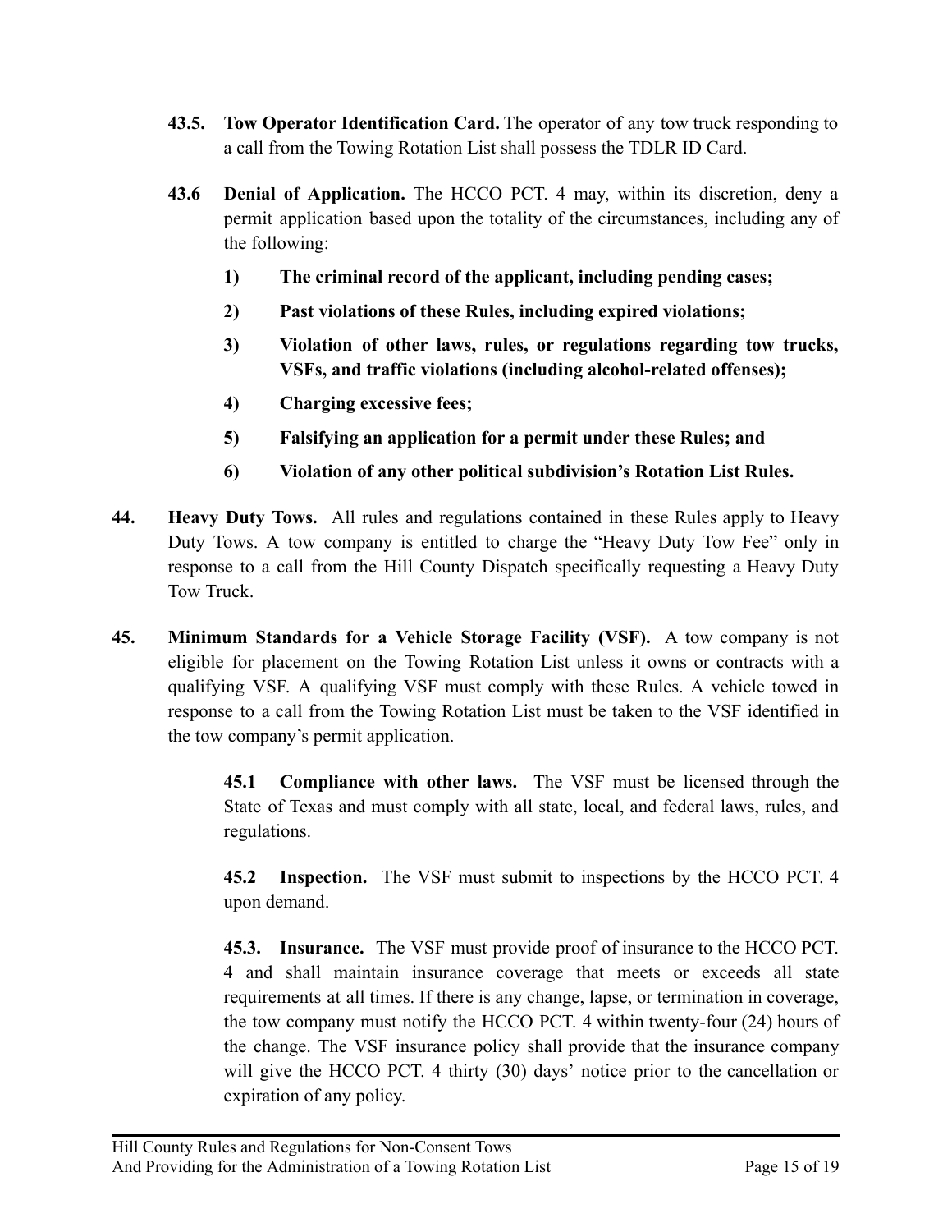**43.5. Tow Operator Identification Card.** The operator of any tow truck responding to a call from the Towing Rotation List shall possess the TDLR ID Card.

**43.6 Denial of Application.** The HCCO PCT. 4 may, within its discretion, deny a permit application based upon the totality of the circumstances, including any of the following:

1) **The criminal record of the applicant, including pending cases;**

2) **Past violations of these Rules, including expired violations;**

3) **Violation of other laws, rules, or regulations regarding tow trucks, VSFs, and traffic violations (including alcohol-related offenses);**

4) **Charging excessive fees;**

5) **Falsifying an application for a permit under these Rules; and**

6) **Violation of any other political subdivision's Rotation List Rules.**

**44. Heavy Duty Tows.** All rules and regulations contained in these Rules apply to Heavy Duty Tows. A tow company is entitled to charge the "Heavy Duty Tow Fee" only in response to a call from the Hill County Dispatch specifically requesting a Heavy Duty Tow Truck.

**45. Minimum Standards for a Vehicle Storage Facility (VSF).** A tow company is not eligible for placement on the Towing Rotation List unless it owns or contracts with a qualifying VSF. A qualifying VSF must comply with these Rules. A vehicle towed in response to a call from the Towing Rotation List must be taken to the VSF identified in the tow company's permit application.

**45.1 Compliance with other laws.** The VSF must be licensed through the State of Texas and must comply with all state, local, and federal laws, rules, and regulations.

**45.2 Inspection.** The VSF must submit to inspections by the HCCO PCT. 4 upon demand.

**45.3. Insurance.** The VSF must provide proof of insurance to the HCCO PCT. 4 and shall maintain insurance coverage that meets or exceeds all state requirements at all times. If there is any change, lapse, or termination in coverage, the tow company must notify the HCCO PCT. 4 within twenty-four (24) hours of the change. The VSF insurance policy shall provide that the insurance company will give the HCCO PCT. 4 thirty (30) days' notice prior to the cancellation or expiration of any policy.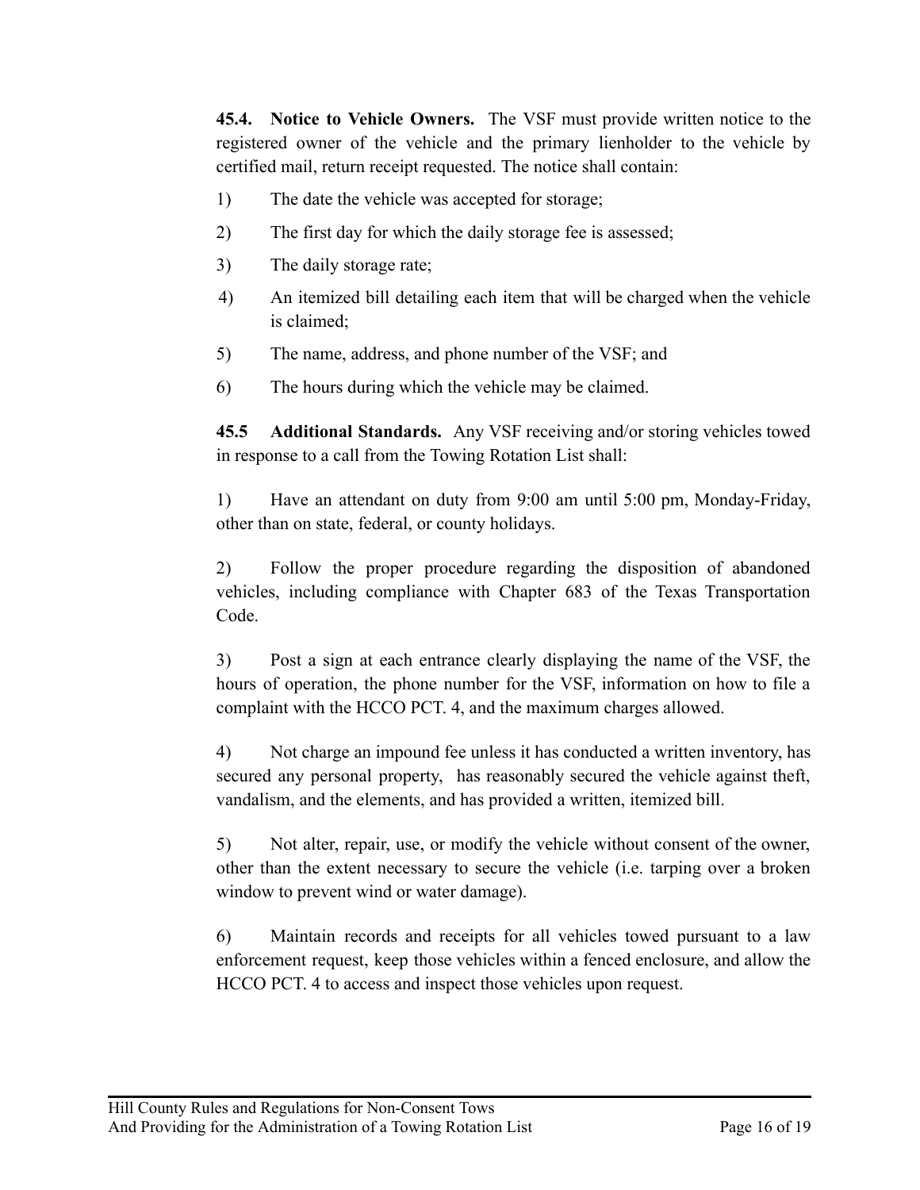**45.4. Notice to Vehicle Owners.** The VSF must provide written notice to the registered owner of the vehicle and the primary lienholder to the vehicle by certified mail, return receipt requested. The notice shall contain:

1) The date the vehicle was accepted for storage;

2) The first day for which the daily storage fee is assessed;

3) The daily storage rate;

4) An itemized bill detailing each item that will be charged when the vehicle is claimed;

5) The name, address, and phone number of the VSF; and

6) The hours during which the vehicle may be claimed.

**45.5 Additional Standards.** Any VSF receiving and/or storing vehicles towed in response to a call from the Towing Rotation List shall:

1) Have an attendant on duty from 9:00 am until 5:00 pm, Monday-Friday, other than on state, federal, or county holidays.

2) Follow the proper procedure regarding the disposition of abandoned vehicles, including compliance with Chapter 683 of the Texas Transportation Code.

3) Post a sign at each entrance clearly displaying the name of the VSF, the hours of operation, the phone number for the VSF, information on how to file a complaint with the HCCO PCT. 4, and the maximum charges allowed.

4) Not charge an impound fee unless it has conducted a written inventory, has secured any personal property, has reasonably secured the vehicle against theft, vandalism, and the elements, and has provided a written, itemized bill.

5) Not alter, repair, use, or modify the vehicle without consent of the owner, other than the extent necessary to secure the vehicle (i.e. tarping over a broken window to prevent wind or water damage).

6) Maintain records and receipts for all vehicles towed pursuant to a law enforcement request, keep those vehicles within a fenced enclosure, and allow the HCCO PCT. 4 to access and inspect those vehicles upon request.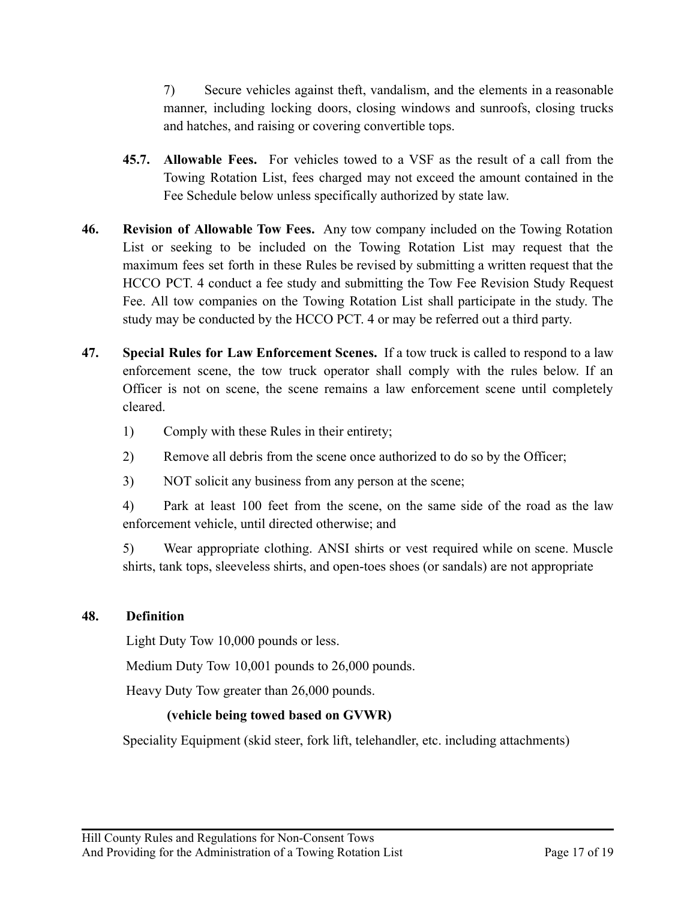7) Secure vehicles against theft, vandalism, and the elements in a reasonable manner, including locking doors, closing windows and sunroofs, closing trucks and hatches, and raising or covering convertible tops.

**45.7. Allowable Fees.** For vehicles towed to a VSF as the result of a call from the Towing Rotation List, fees charged may not exceed the amount contained in the Fee Schedule below unless specifically authorized by state law.

**46. Revision of Allowable Tow Fees.** Any tow company included on the Towing Rotation List or seeking to be included on the Towing Rotation List may request that the maximum fees set forth in these Rules be revised by submitting a written request that the HCCO PCT. 4 conduct a fee study and submitting the Tow Fee Revision Study Request Fee. All tow companies on the Towing Rotation List shall participate in the study. The study may be conducted by the HCCO PCT. 4 or may be referred out a third party.

**47. Special Rules for Law Enforcement Scenes.** If a tow truck is called to respond to a law enforcement scene, the tow truck operator shall comply with the rules below. If an Officer is not on scene, the scene remains a law enforcement scene until completely cleared.

1) Comply with these Rules in their entirety;

2) Remove all debris from the scene once authorized to do so by the Officer;

3) NOT solicit any business from any person at the scene;

4) Park at least 100 feet from the scene, on the same side of the road as the law enforcement vehicle, until directed otherwise; and

5) Wear appropriate clothing. ANSI shirts or vest required while on scene. Muscle shirts, tank tops, sleeveless shirts, and open-toes shoes (or sandals) are not appropriate

**48. Definition**

Light Duty Tow 10,000 pounds or less.

Medium Duty Tow 10,001 pounds to 26,000 pounds.

Heavy Duty Tow greater than 26,000 pounds.

**(vehicle being towed based on GVWR)**

Speciality Equipment (skid steer, fork lift, telehandler, etc. including attachments)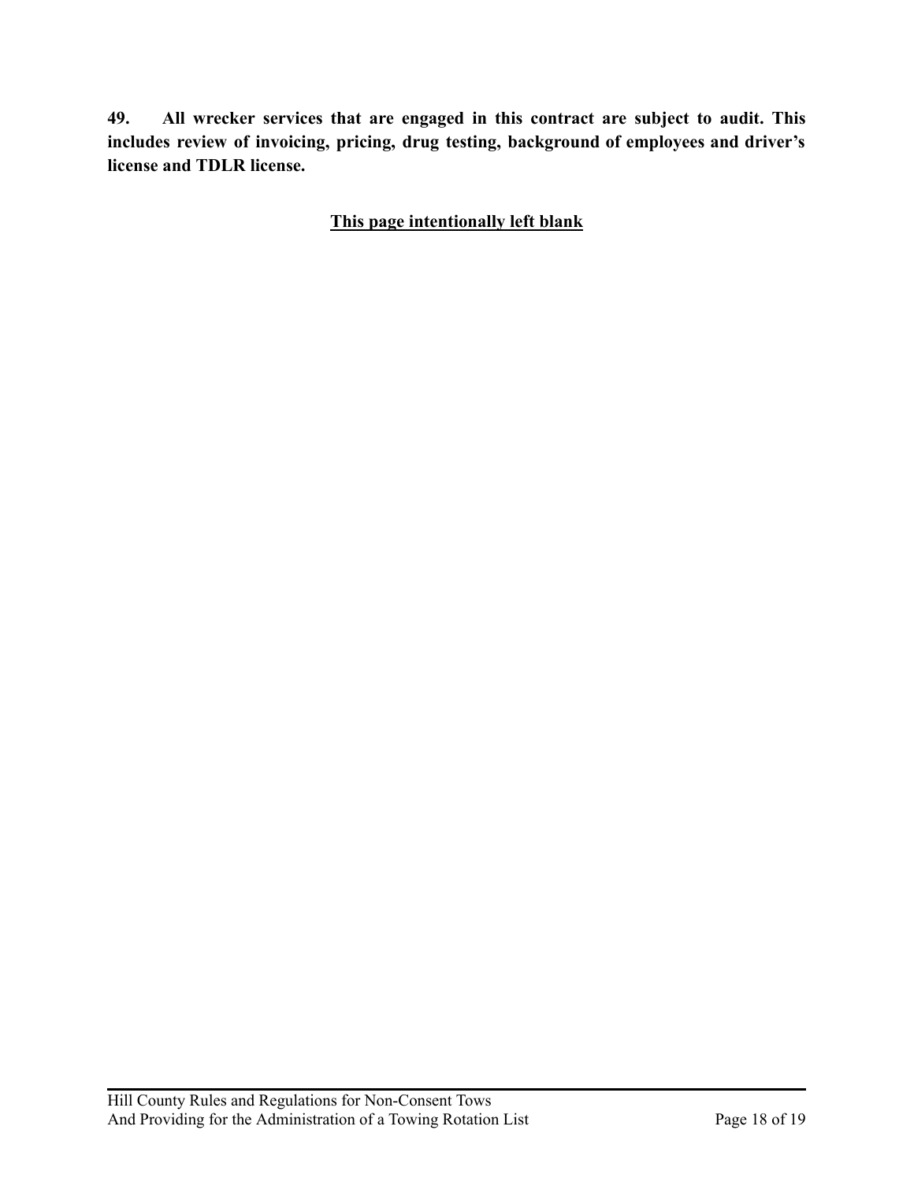**49. All wrecker services that are engaged in this contract are subject to audit. This includes review of invoicing, pricing, drug testing, background of employees and driver's license and TDLR license.**

**<u>This page intentionally left blank</u>**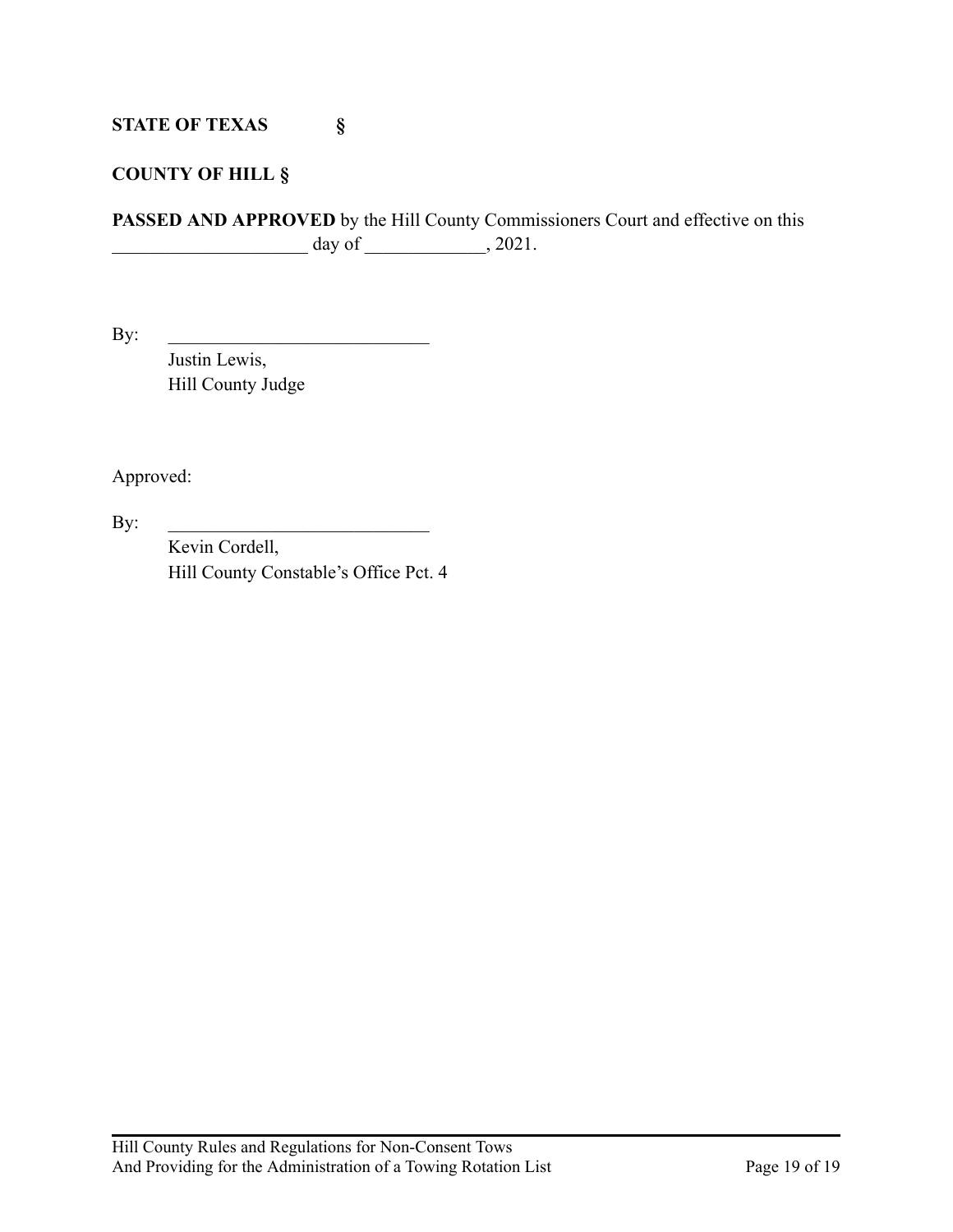**STATE OF TEXAS §**

**COUNTY OF HILL §**

**PASSED AND APPROVED** by the Hill County Commissioners Court and effective on this _____________________ day of _____________, 2021.

By: ____________________________

Justin Lewis,
Hill County Judge

Approved:

By: ____________________________

Kevin Cordell,
Hill County Constable's Office Pct. 4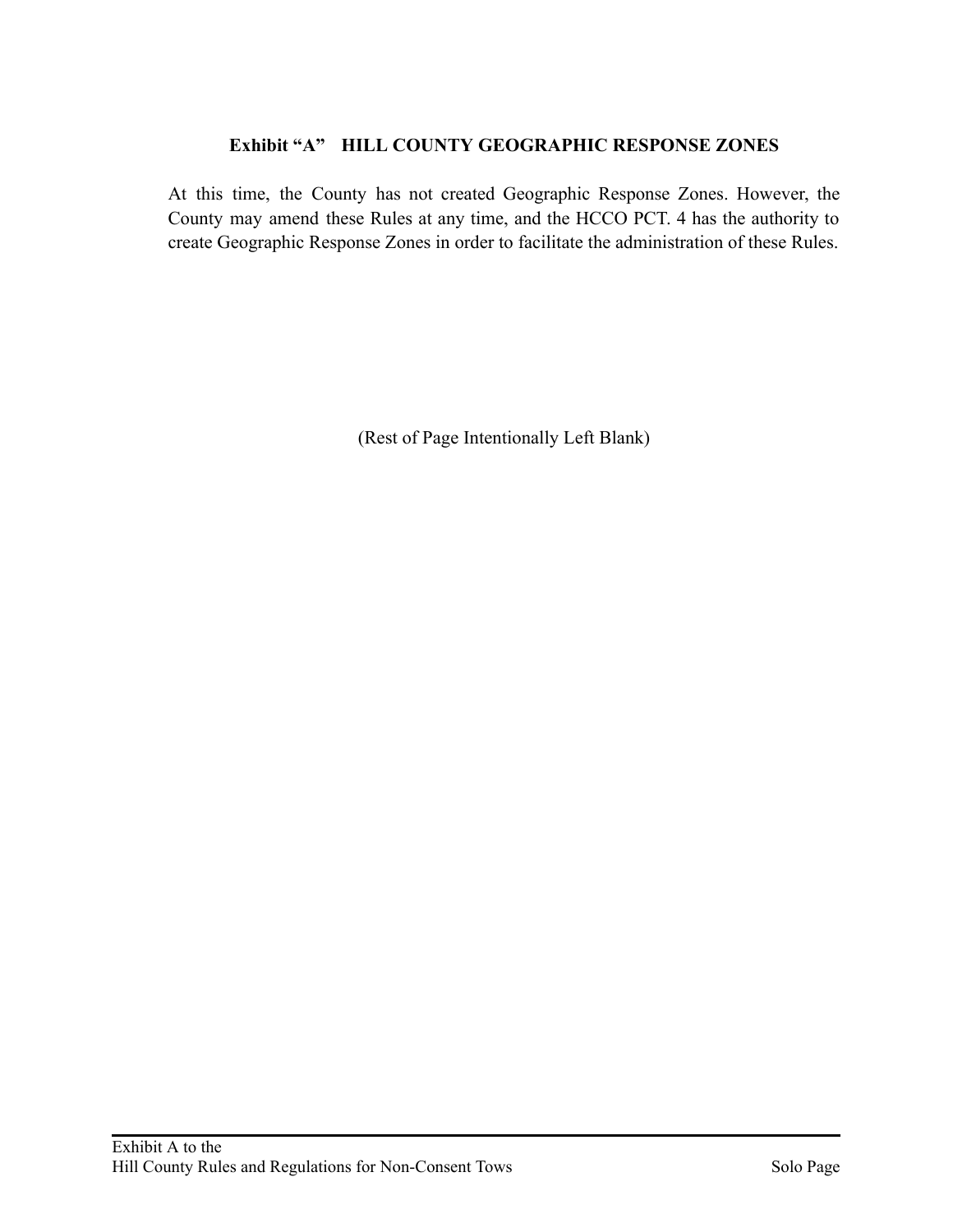## Exhibit "A" HILL COUNTY GEOGRAPHIC RESPONSE ZONES

At this time, the County has not created Geographic Response Zones. However, the County may amend these Rules at any time, and the HCCO PCT. 4 has the authority to create Geographic Response Zones in order to facilitate the administration of these Rules.

(Rest of Page Intentionally Left Blank)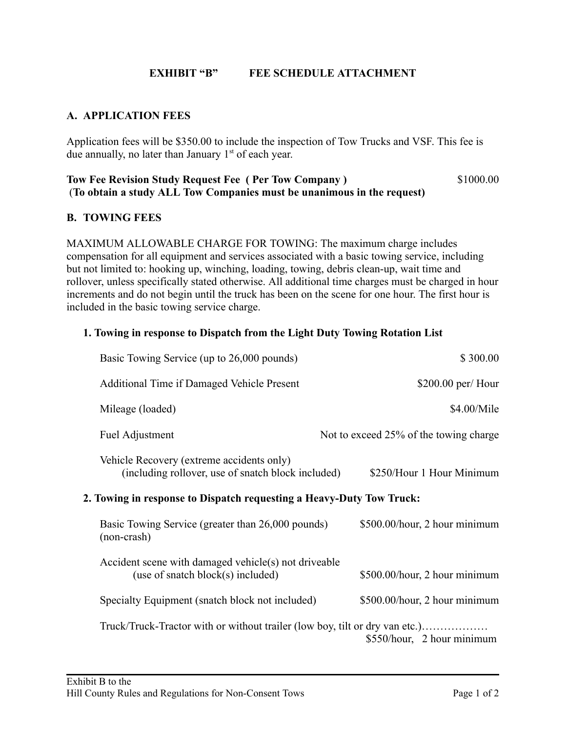# EXHIBIT "B" FEE SCHEDULE ATTACHMENT

## A. APPLICATION FEES

Application fees will be $350.00 to include the inspection of Tow Trucks and VSF. This fee is due annually, no later than January 1st of each year.

**Tow Fee Revision Study Request Fee ( Per Tow Company )** $1000.00
(**To obtain a study ALL Tow Companies must be unanimous in the request)**

## B. TOWING FEES

MAXIMUM ALLOWABLE CHARGE FOR TOWING: The maximum charge includes compensation for all equipment and services associated with a basic towing service, including but not limited to: hooking up, winching, loading, towing, debris clean-up, wait time and rollover, unless specifically stated otherwise. All additional time charges must be charged in hour increments and do not begin until the truck has been on the scene for one hour. The first hour is included in the basic towing service charge.

### 1. Towing in response to Dispatch from the Light Duty Towing Rotation List

| Service | Fee |
|---|---|
| Basic Towing Service (up to 26,000 pounds) | $ 300.00 |
| Additional Time if Damaged Vehicle Present | $200.00 per/ Hour |
| Mileage (loaded) | $4.00/Mile |
| Fuel Adjustment | Not to exceed 25% of the towing charge |
| Vehicle Recovery (extreme accidents only) (including rollover, use of snatch block included) | $250/Hour 1 Hour Minimum |

### 2. Towing in response to Dispatch requesting a Heavy-Duty Tow Truck:

| Service | Fee |
|---|---|
| Basic Towing Service (greater than 26,000 pounds) (non-crash) | $500.00/hour, 2 hour minimum |
| Accident scene with damaged vehicle(s) not driveable (use of snatch block(s) included) | $500.00/hour, 2 hour minimum |
| Specialty Equipment (snatch block not included) | $500.00/hour, 2 hour minimum |
| Truck/Truck-Tractor with or without trailer (low boy, tilt or dry van etc.)……………… | $550/hour, 2 hour minimum |

Exhibit B to the
Hill County Rules and Regulations for Non-Consent Tows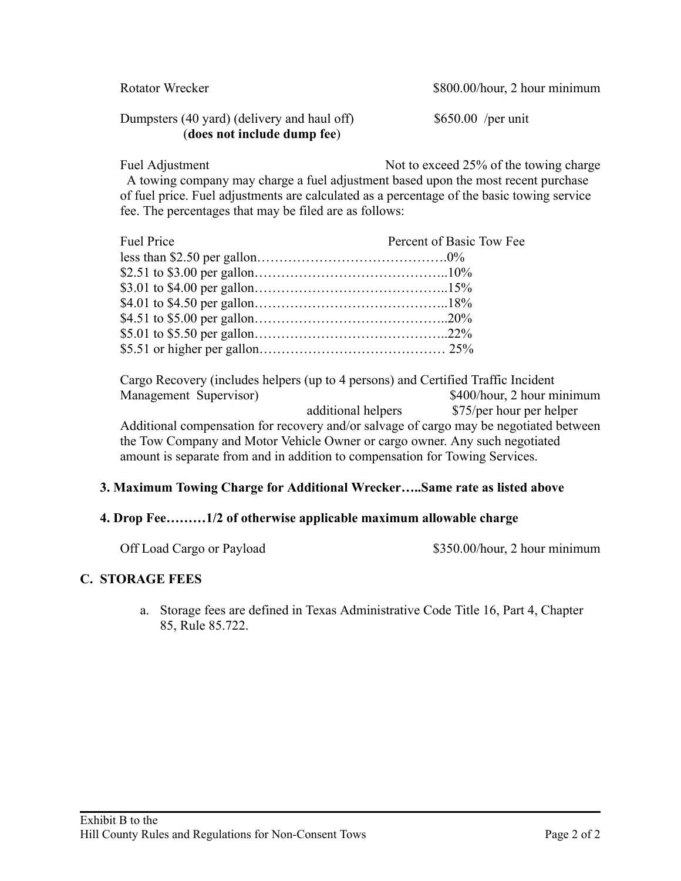| | |
|---|---|
| Rotator Wrecker | $800.00/hour, 2 hour minimum |
| Dumpsters (40 yard) (delivery and haul off) (**does not include dump fee**) | $650.00 /per unit |

Fuel Adjustment — Not to exceed 25% of the towing charge

A towing company may charge a fuel adjustment based upon the most recent purchase of fuel price. Fuel adjustments are calculated as a percentage of the basic towing service fee. The percentages that may be filed are as follows:

| Fuel Price | Percent of Basic Tow Fee |
|---|---|
| less than $2.50 per gallon | 0% |
| $2.51 to $3.00 per gallon | 10% |
| $3.01 to $4.00 per gallon | 15% |
| $4.01 to $4.50 per gallon | 18% |
| $4.51 to $5.00 per gallon | 20% |
| $5.01 to $5.50 per gallon | 22% |
| $5.51 or higher per gallon | 25% |

Cargo Recovery (includes helpers (up to 4 persons) and Certified Traffic Incident Management Supervisor) — $400/hour, 2 hour minimum

additional helpers — $75/per hour per helper

Additional compensation for recovery and/or salvage of cargo may be negotiated between the Tow Company and Motor Vehicle Owner or cargo owner. Any such negotiated amount is separate from and in addition to compensation for Towing Services.

**3. Maximum Towing Charge for Additional Wrecker…..Same rate as listed above**

**4. Drop Fee………1/2 of otherwise applicable maximum allowable charge**

Off Load Cargo or Payload — $350.00/hour, 2 hour minimum

## C. STORAGE FEES

a. Storage fees are defined in Texas Administrative Code Title 16, Part 4, Chapter 85, Rule 85.722.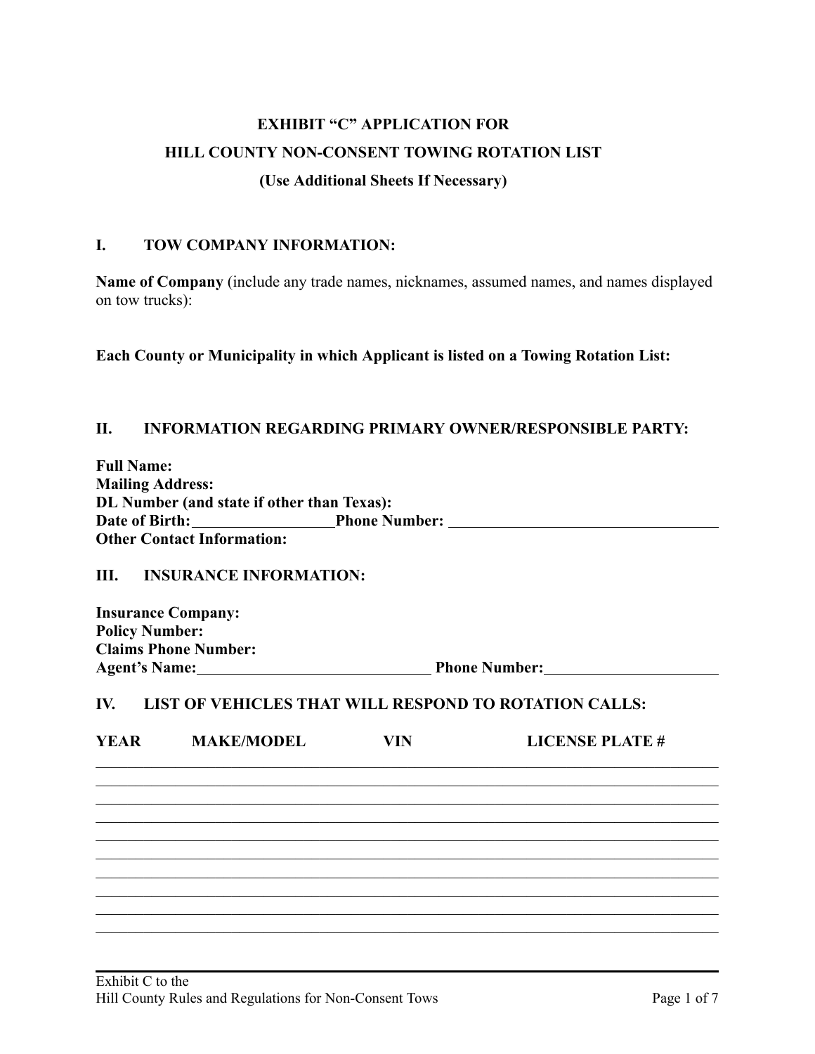**EXHIBIT "C" APPLICATION FOR**

**HILL COUNTY NON-CONSENT TOWING ROTATION LIST**

**(Use Additional Sheets If Necessary)**

## I. TOW COMPANY INFORMATION:

**Name of Company** (include any trade names, nicknames, assumed names, and names displayed on tow trucks):

**Each County or Municipality in which Applicant is listed on a Towing Rotation List:**

## II. INFORMATION REGARDING PRIMARY OWNER/RESPONSIBLE PARTY:

**Full Name:**
**Mailing Address:**
**DL Number (and state if other than Texas):**
**Date of Birth:**\_\_\_\_\_\_\_\_\_\_\_\_\_\_\_\_\_\_ **Phone Number:** \_\_\_\_\_\_\_\_\_\_\_\_\_\_\_\_\_\_\_\_\_\_\_\_\_\_\_\_\_\_\_\_\_\_\_
**Other Contact Information:**

## III. INSURANCE INFORMATION:

**Insurance Company:**
**Policy Number:**
**Claims Phone Number:**
**Agent's Name:**\_\_\_\_\_\_\_\_\_\_\_\_\_\_\_\_\_\_\_\_\_\_\_\_\_\_\_\_\_\_ **Phone Number:**\_\_\_\_\_\_\_\_\_\_\_\_\_\_\_\_\_\_\_\_\_\_

## IV. LIST OF VEHICLES THAT WILL RESPOND TO ROTATION CALLS:

| YEAR | MAKE/MODEL | VIN | LICENSE PLATE # |
|---|---|---|---|
| | | | |
| | | | |
| | | | |
| | | | |
| | | | |
| | | | |
| | | | |
| | | | |
| | | | |
| | | | |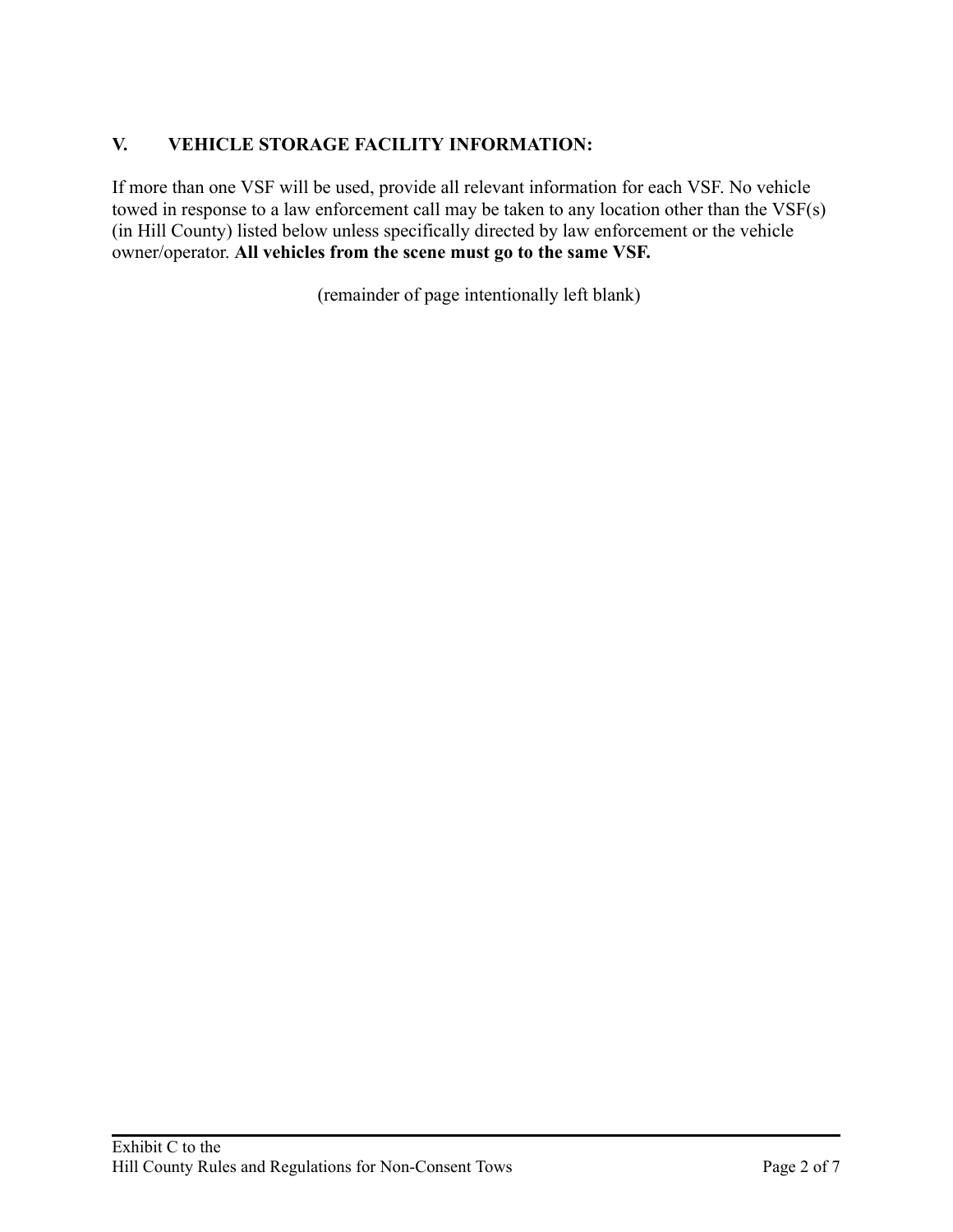## V. VEHICLE STORAGE FACILITY INFORMATION:

If more than one VSF will be used, provide all relevant information for each VSF. No vehicle towed in response to a law enforcement call may be taken to any location other than the VSF(s) (in Hill County) listed below unless specifically directed by law enforcement or the vehicle owner/operator. **All vehicles from the scene must go to the same VSF.**

(remainder of page intentionally left blank)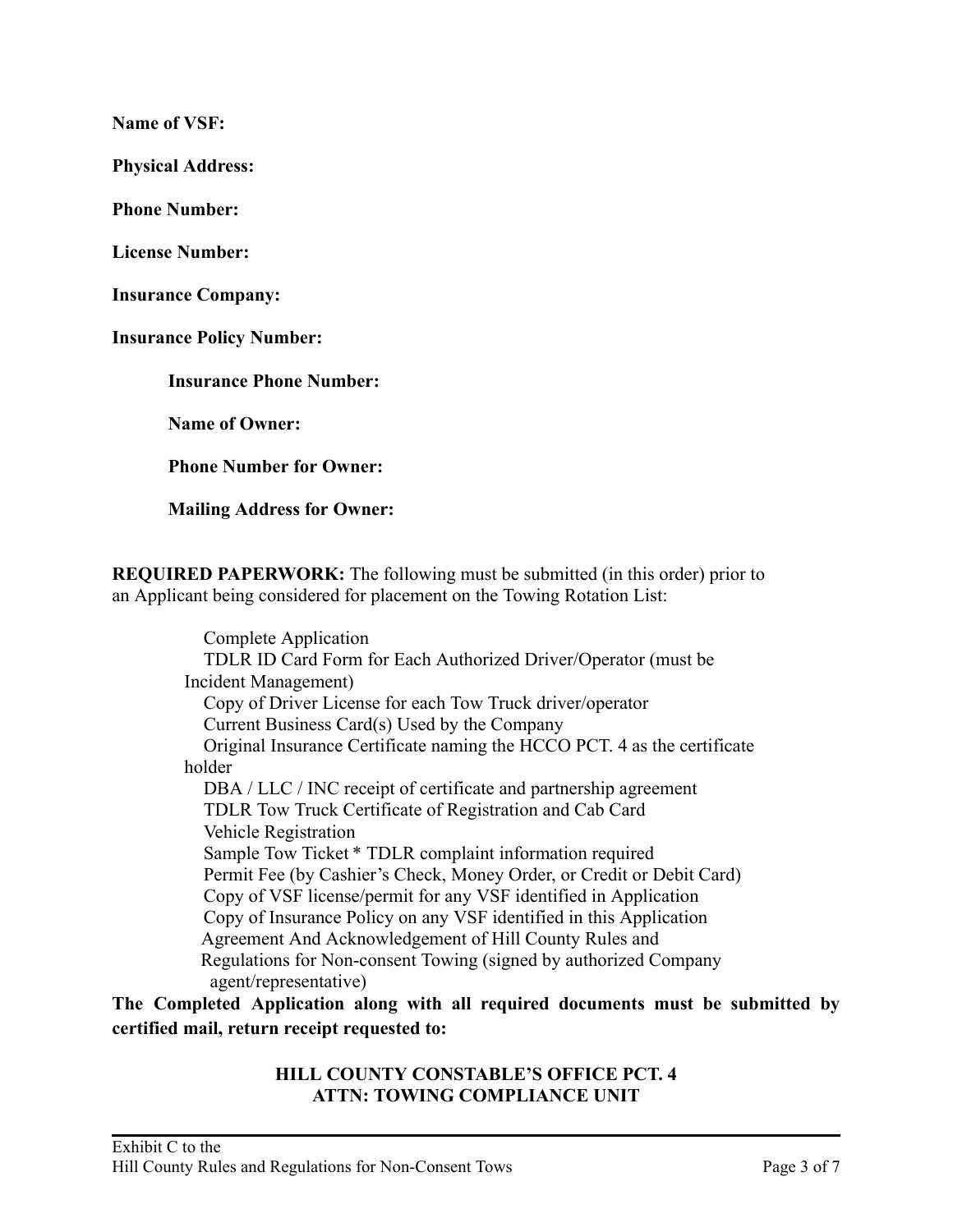**Name of VSF:**

**Physical Address:**

**Phone Number:**

**License Number:**

**Insurance Company:**

**Insurance Policy Number:**

**Insurance Phone Number:**

**Name of Owner:**

**Phone Number for Owner:**

**Mailing Address for Owner:**

**REQUIRED PAPERWORK:** The following must be submitted (in this order) prior to an Applicant being considered for placement on the Towing Rotation List:

- Complete Application
- TDLR ID Card Form for Each Authorized Driver/Operator (must be Incident Management)
- Copy of Driver License for each Tow Truck driver/operator
- Current Business Card(s) Used by the Company
- Original Insurance Certificate naming the HCCO PCT. 4 as the certificate holder
- DBA / LLC / INC receipt of certificate and partnership agreement
- TDLR Tow Truck Certificate of Registration and Cab Card
- Vehicle Registration
- Sample Tow Ticket * TDLR complaint information required
- Permit Fee (by Cashier's Check, Money Order, or Credit or Debit Card)
- Copy of VSF license/permit for any VSF identified in Application
- Copy of Insurance Policy on any VSF identified in this Application
- Agreement And Acknowledgement of Hill County Rules and Regulations for Non-consent Towing (signed by authorized Company agent/representative)

**The Completed Application along with all required documents must be submitted by certified mail, return receipt requested to:**

**HILL COUNTY CONSTABLE'S OFFICE PCT. 4**
**ATTN: TOWING COMPLIANCE UNIT**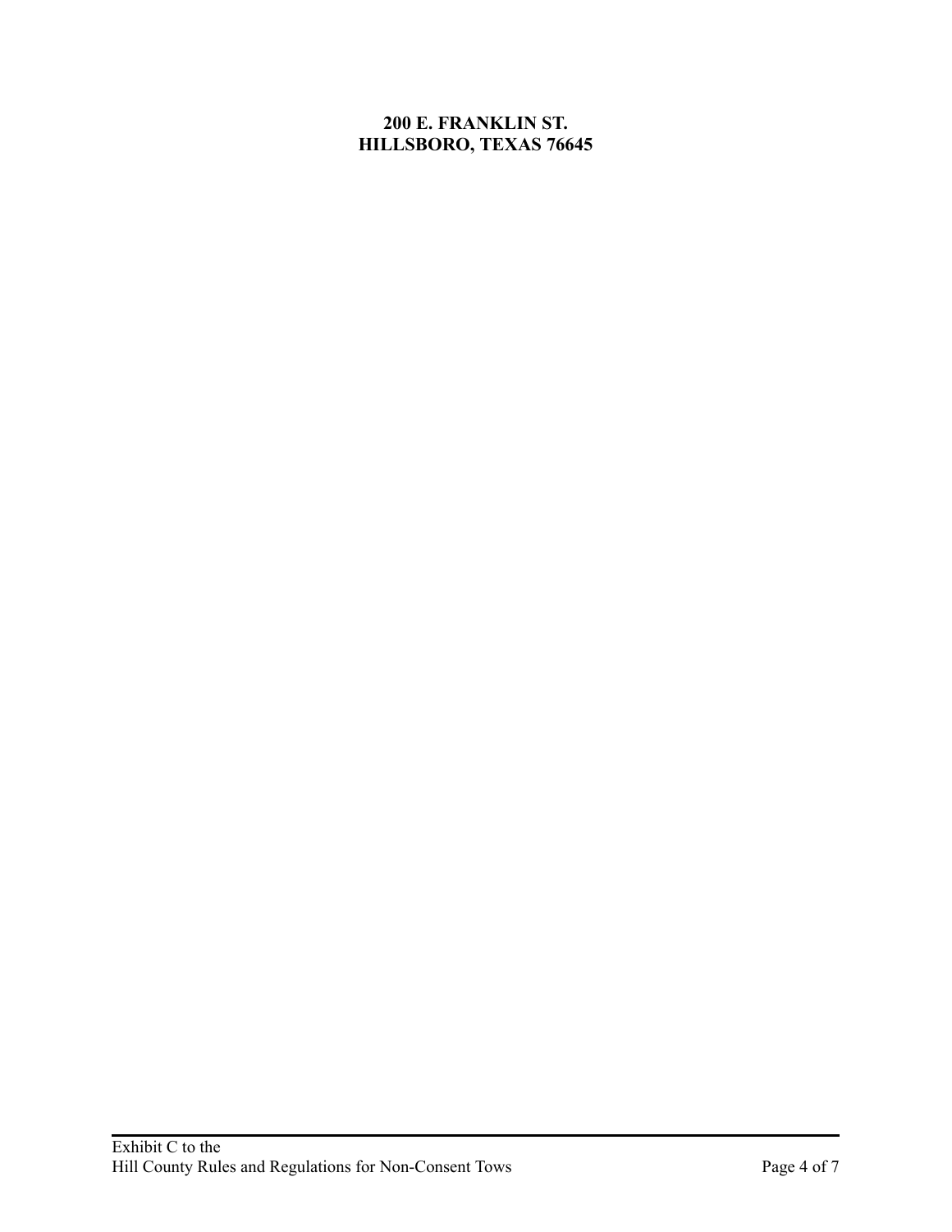**200 E. FRANKLIN ST.**
**HILLSBORO, TEXAS 76645**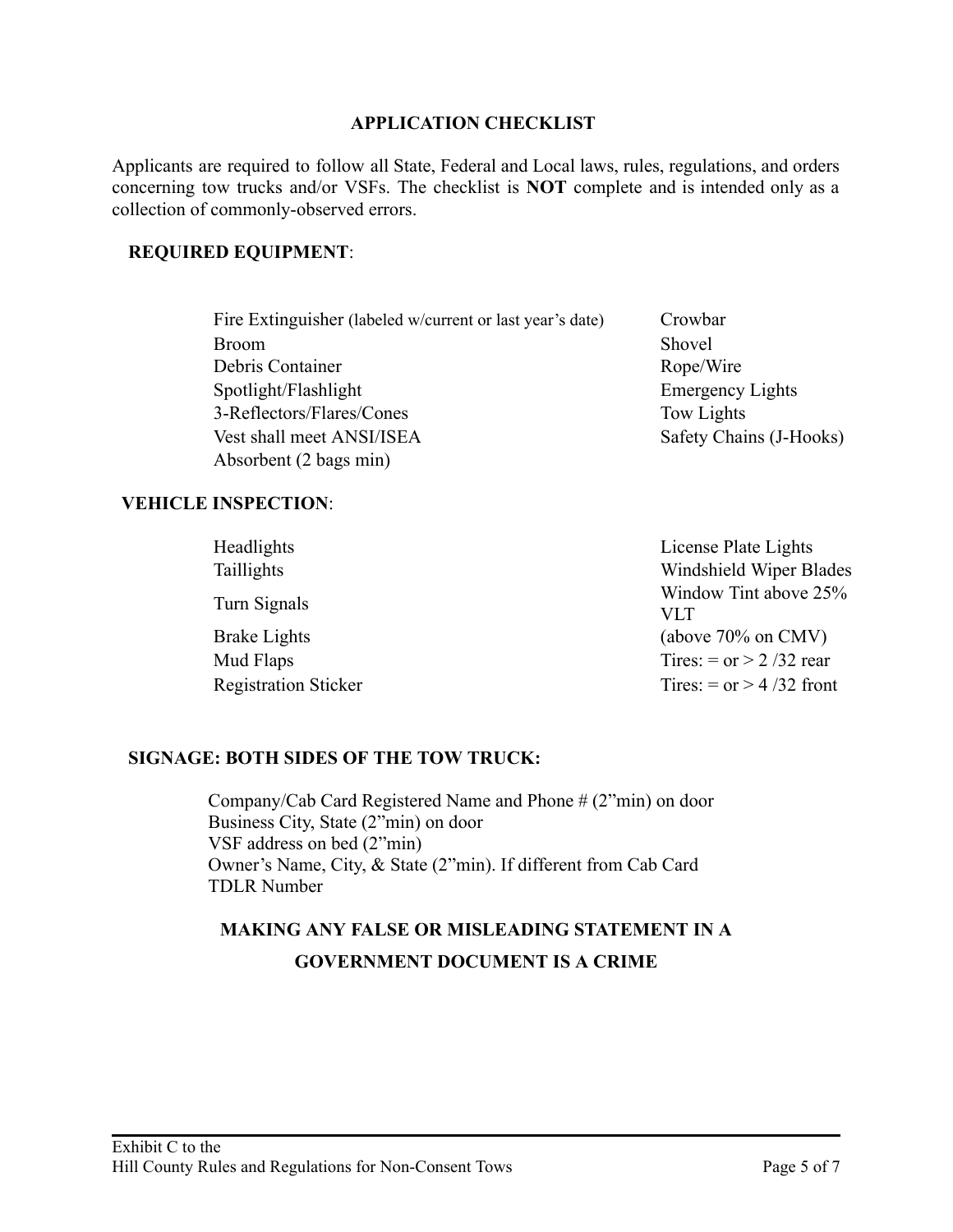## APPLICATION CHECKLIST

Applicants are required to follow all State, Federal and Local laws, rules, regulations, and orders concerning tow trucks and/or VSFs. The checklist is **NOT** complete and is intended only as a collection of commonly-observed errors.

### REQUIRED EQUIPMENT:

- Fire Extinguisher (labeled w/current or last year's date)
- Broom
- Debris Container
- Spotlight/Flashlight
- 3-Reflectors/Flares/Cones
- Vest shall meet ANSI/ISEA
- Absorbent (2 bags min)
- Crowbar
- Shovel
- Rope/Wire
- Emergency Lights
- Tow Lights
- Safety Chains (J-Hooks)

### VEHICLE INSPECTION:

- Headlights
- Taillights
- Turn Signals
- Brake Lights
- Mud Flaps
- Registration Sticker
- License Plate Lights
- Windshield Wiper Blades
- Window Tint above 25% VLT (above 70% on CMV)
- Tires: = or > 2 /32 rear
- Tires: = or > 4 /32 front

### SIGNAGE: BOTH SIDES OF THE TOW TRUCK:

Company/Cab Card Registered Name and Phone # (2"min) on door
Business City, State (2"min) on door
VSF address on bed (2"min)
Owner's Name, City, & State (2"min). If different from Cab Card
TDLR Number

**MAKING ANY FALSE OR MISLEADING STATEMENT IN A GOVERNMENT DOCUMENT IS A CRIME**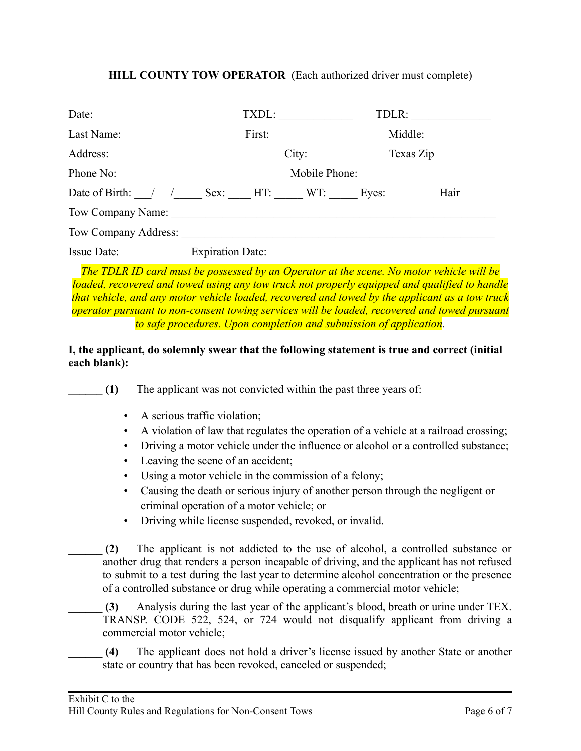**HILL COUNTY TOW OPERATOR** (Each authorized driver must complete)

Date: TXDL: _____________ TDLR: ______________

Last Name: First: Middle:

Address: City: Texas Zip

Phone No: Mobile Phone:

Date of Birth: ___/ /_____ Sex: ____ HT: _____ WT: _____ Eyes: Hair

Tow Company Name: ___________________________________________________________

Tow Company Address: ________________________________________________________

Issue Date: Expiration Date:

*The TDLR ID card must be possessed by an Operator at the scene. No motor vehicle will be loaded, recovered and towed using any tow truck not properly equipped and qualified to handle that vehicle, and any motor vehicle loaded, recovered and towed by the applicant as a tow truck operator pursuant to non-consent towing services will be loaded, recovered and towed pursuant to safe procedures. Upon completion and submission of application.*

**I, the applicant, do solemnly swear that the following statement is true and correct (initial each blank):**

**______ (1)** The applicant was not convicted within the past three years of:

- A serious traffic violation;
- A violation of law that regulates the operation of a vehicle at a railroad crossing;
- Driving a motor vehicle under the influence or alcohol or a controlled substance;
- Leaving the scene of an accident;
- Using a motor vehicle in the commission of a felony;
- Causing the death or serious injury of another person through the negligent or criminal operation of a motor vehicle; or
- Driving while license suspended, revoked, or invalid.

**______ (2)** The applicant is not addicted to the use of alcohol, a controlled substance or another drug that renders a person incapable of driving, and the applicant has not refused to submit to a test during the last year to determine alcohol concentration or the presence of a controlled substance or drug while operating a commercial motor vehicle;

**______ (3)** Analysis during the last year of the applicant's blood, breath or urine under TEX. TRANSP. CODE 522, 524, or 724 would not disqualify applicant from driving a commercial motor vehicle;

**______ (4)** The applicant does not hold a driver's license issued by another State or another state or country that has been revoked, canceled or suspended;

Exhibit C to the
Hill County Rules and Regulations for Non-Consent Tows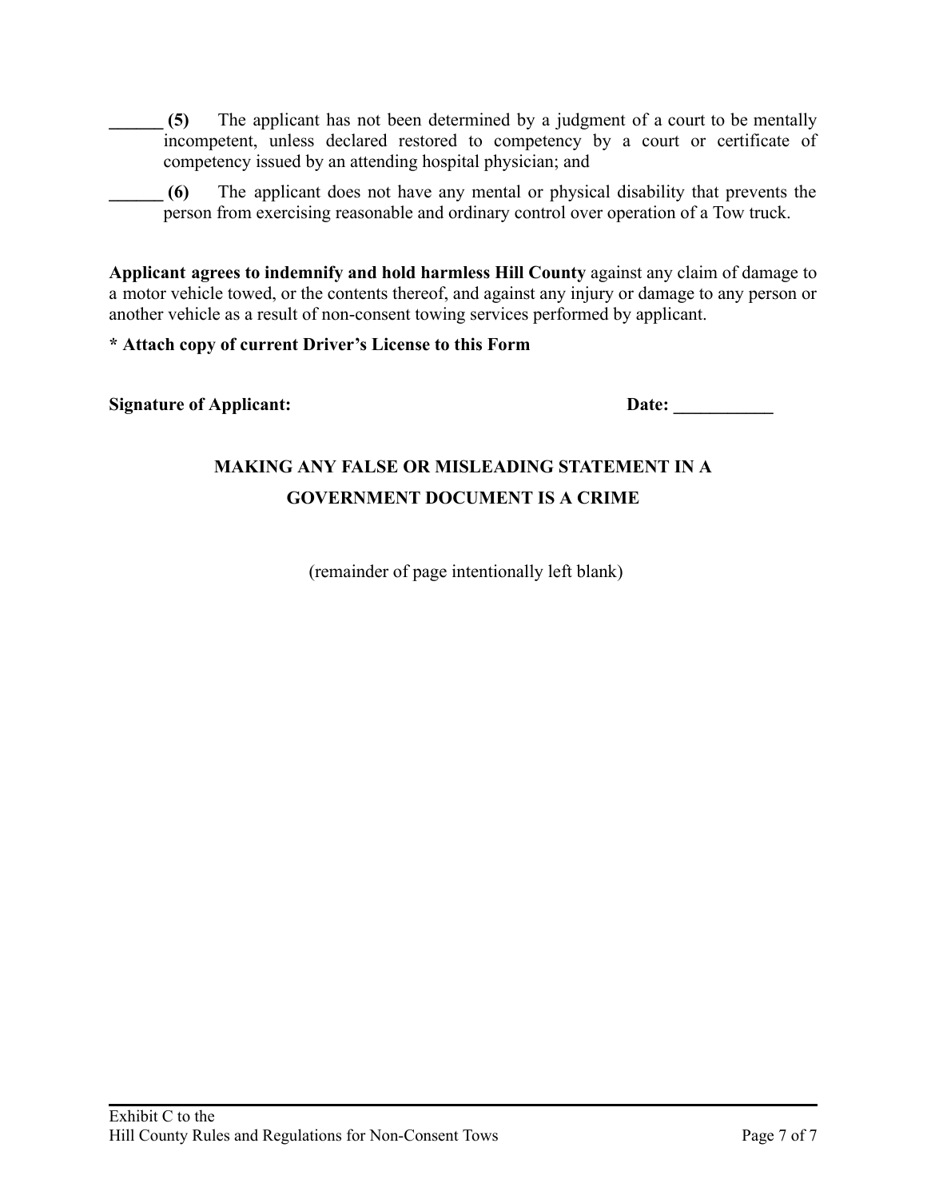______ **(5)** The applicant has not been determined by a judgment of a court to be mentally incompetent, unless declared restored to competency by a court or certificate of competency issued by an attending hospital physician; and

______ **(6)** The applicant does not have any mental or physical disability that prevents the person from exercising reasonable and ordinary control over operation of a Tow truck.

**Applicant agrees to indemnify and hold harmless Hill County** against any claim of damage to a motor vehicle towed, or the contents thereof, and against any injury or damage to any person or another vehicle as a result of non-consent towing services performed by applicant.

**\* Attach copy of current Driver's License to this Form**

**Signature of Applicant:** **Date: ___________**

**MAKING ANY FALSE OR MISLEADING STATEMENT IN A GOVERNMENT DOCUMENT IS A CRIME**

(remainder of page intentionally left blank)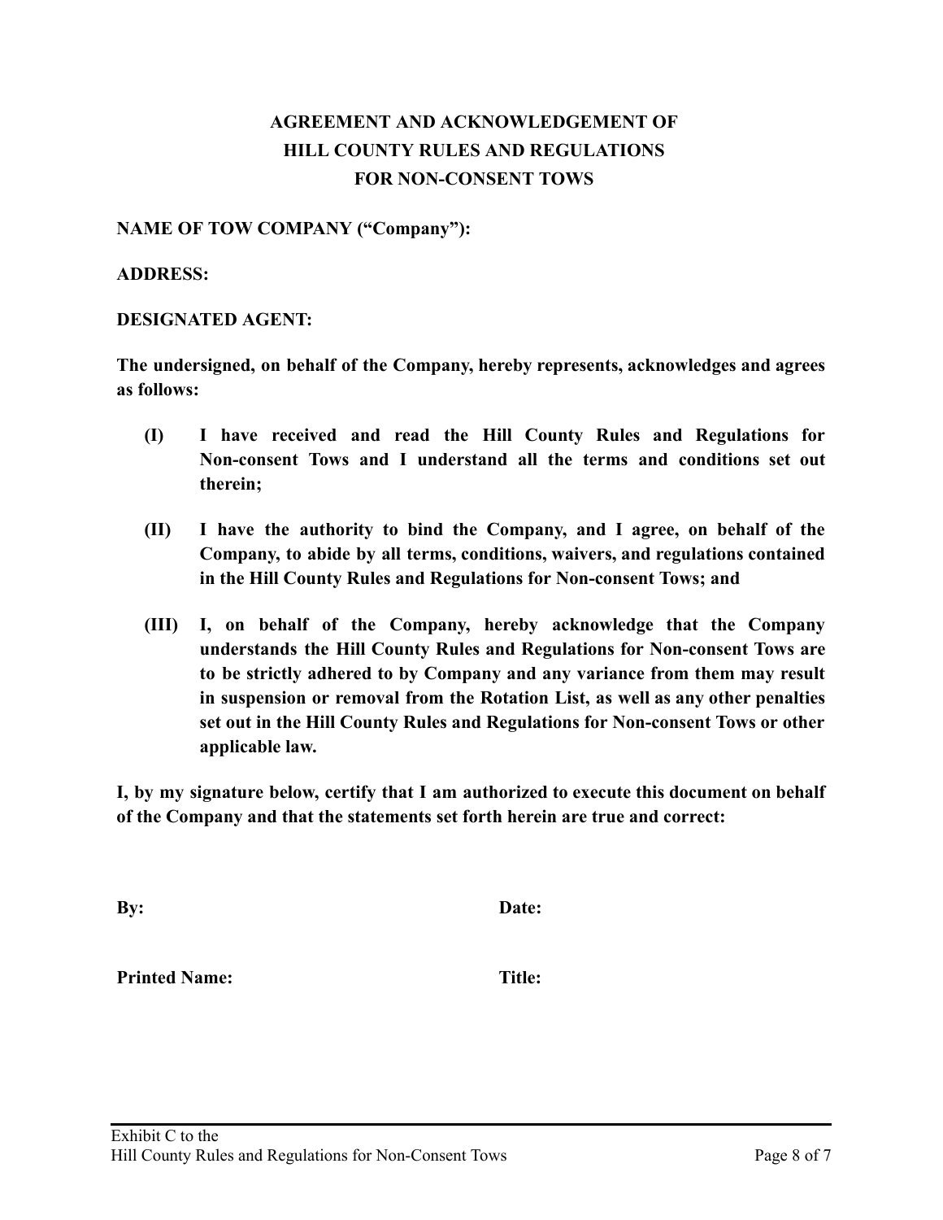# AGREEMENT AND ACKNOWLEDGEMENT OF HILL COUNTY RULES AND REGULATIONS FOR NON-CONSENT TOWS

**NAME OF TOW COMPANY ("Company"):**

**ADDRESS:**

**DESIGNATED AGENT:**

**The undersigned, on behalf of the Company, hereby represents, acknowledges and agrees as follows:**

**(I) I have received and read the Hill County Rules and Regulations for Non-consent Tows and I understand all the terms and conditions set out therein;**

**(II) I have the authority to bind the Company, and I agree, on behalf of the Company, to abide by all terms, conditions, waivers, and regulations contained in the Hill County Rules and Regulations for Non-consent Tows; and**

**(III) I, on behalf of the Company, hereby acknowledge that the Company understands the Hill County Rules and Regulations for Non-consent Tows are to be strictly adhered to by Company and any variance from them may result in suspension or removal from the Rotation List, as well as any other penalties set out in the Hill County Rules and Regulations for Non-consent Tows or other applicable law.**

**I, by my signature below, certify that I am authorized to execute this document on behalf of the Company and that the statements set forth herein are true and correct:**

**By:** **Date:**

**Printed Name:** **Title:**

Exhibit C to the
Hill County Rules and Regulations for Non-Consent Tows